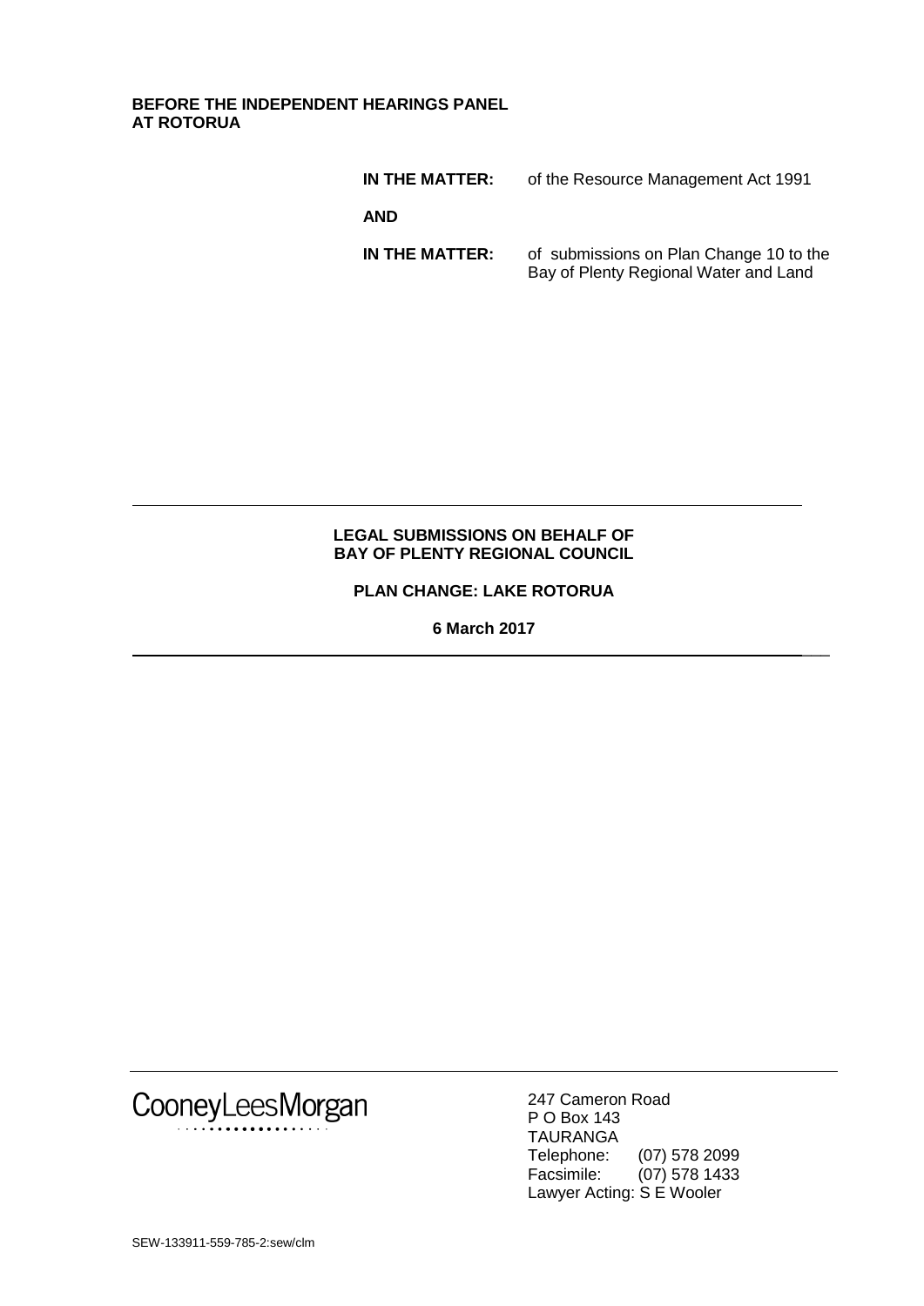**BEFORE THE INDEPENDENT HEARINGS PANEL**
**AT ROTORUA**

| | |
|---|---|
| **IN THE MATTER:** | of the Resource Management Act 1991 |
| **AND** | |
| **IN THE MATTER:** | of submissions on Plan Change 10 to the Bay of Plenty Regional Water and Land |

---

**LEGAL SUBMISSIONS ON BEHALF OF**
**BAY OF PLENTY REGIONAL COUNCIL**

**PLAN CHANGE: LAKE ROTORUA**

**6 March 2017**

---

CooneyLeesMorgan

247 Cameron Road
P O Box 143
TAURANGA
Telephone: (07) 578 2099
Facsimile: (07) 578 1433
Lawyer Acting: S E Wooler

SEW-133911-559-785-2:sew/clm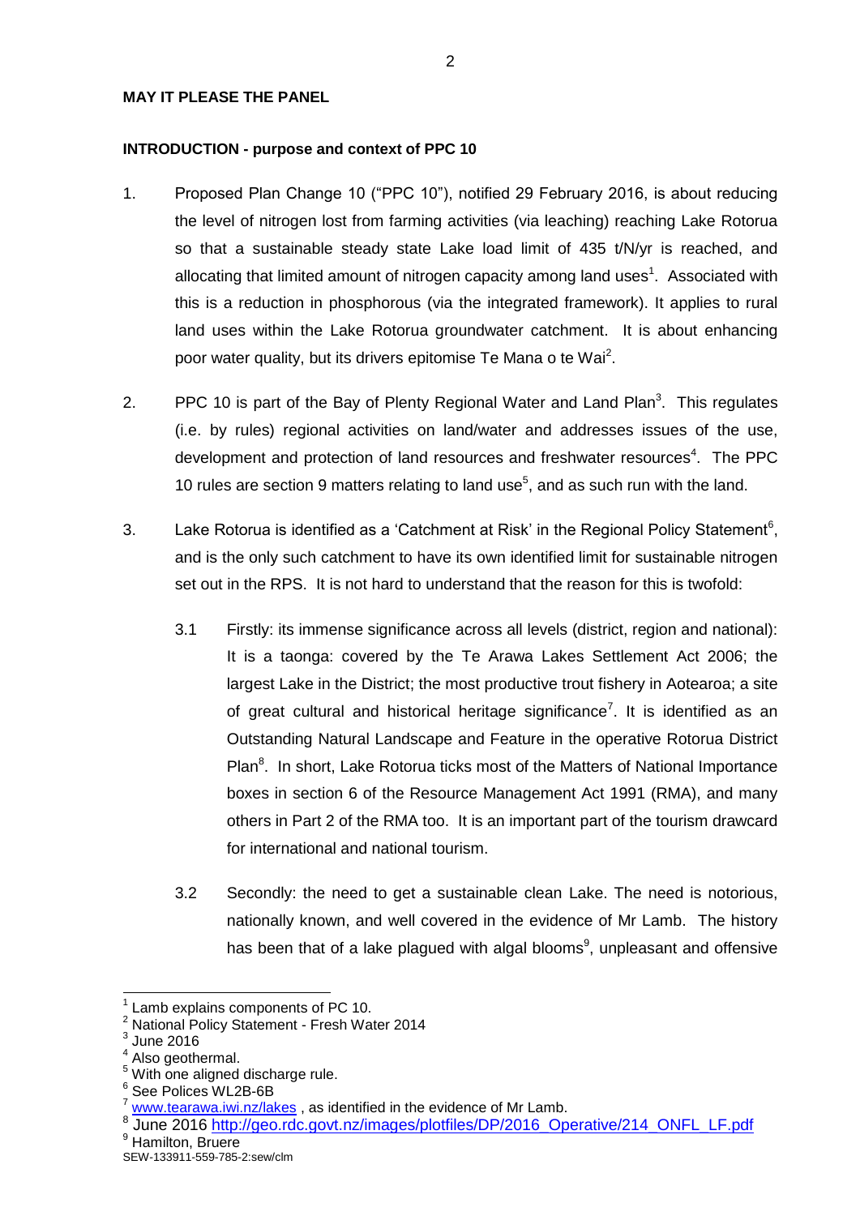**MAY IT PLEASE THE PANEL**

**INTRODUCTION - purpose and context of PPC 10**

1. Proposed Plan Change 10 ("PPC 10"), notified 29 February 2016, is about reducing the level of nitrogen lost from farming activities (via leaching) reaching Lake Rotorua so that a sustainable steady state Lake load limit of 435 t/N/yr is reached, and allocating that limited amount of nitrogen capacity among land uses[1]. Associated with this is a reduction in phosphorous (via the integrated framework). It applies to rural land uses within the Lake Rotorua groundwater catchment. It is about enhancing poor water quality, but its drivers epitomise Te Mana o te Wai[2].

2. PPC 10 is part of the Bay of Plenty Regional Water and Land Plan[3]. This regulates (i.e. by rules) regional activities on land/water and addresses issues of the use, development and protection of land resources and freshwater resources[4]. The PPC 10 rules are section 9 matters relating to land use[5], and as such run with the land.

3. Lake Rotorua is identified as a 'Catchment at Risk' in the Regional Policy Statement[6], and is the only such catchment to have its own identified limit for sustainable nitrogen set out in the RPS. It is not hard to understand that the reason for this is twofold:

   3.1 Firstly: its immense significance across all levels (district, region and national): It is a taonga: covered by the Te Arawa Lakes Settlement Act 2006; the largest Lake in the District; the most productive trout fishery in Aotearoa; a site of great cultural and historical heritage significance[7]. It is identified as an Outstanding Natural Landscape and Feature in the operative Rotorua District Plan[8]. In short, Lake Rotorua ticks most of the Matters of National Importance boxes in section 6 of the Resource Management Act 1991 (RMA), and many others in Part 2 of the RMA too. It is an important part of the tourism drawcard for international and national tourism.

   3.2 Secondly: the need to get a sustainable clean Lake. The need is notorious, nationally known, and well covered in the evidence of Mr Lamb. The history has been that of a lake plagued with algal blooms[9], unpleasant and offensive

---

[1] Lamb explains components of PC 10.
[2] National Policy Statement - Fresh Water 2014
[3] June 2016
[4] Also geothermal.
[5] With one aligned discharge rule.
[6] See Polices WL2B-6B
[7] www.tearawa.iwi.nz/lakes , as identified in the evidence of Mr Lamb.
[8] June 2016 http://geo.rdc.govt.nz/images/plotfiles/DP/2016_Operative/214_ONFL_LF.pdf
[9] Hamilton, Bruere

SEW-133911-559-785-2:sew/clm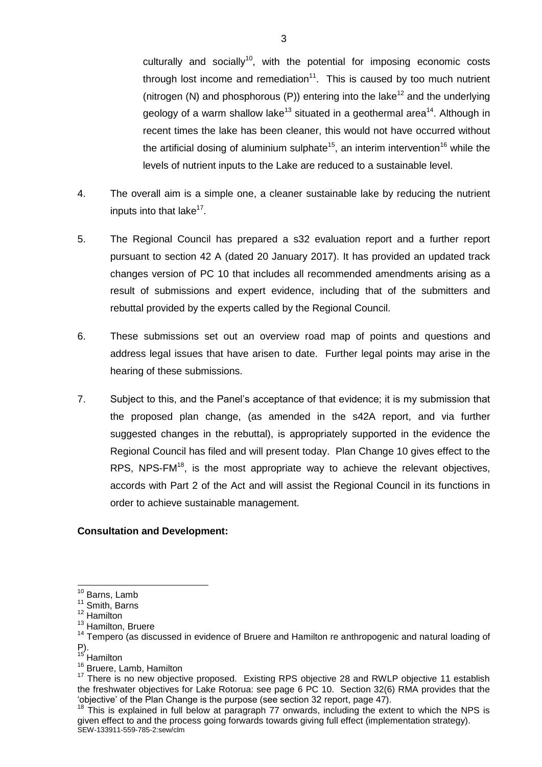culturally and socially[10], with the potential for imposing economic costs through lost income and remediation[11]. This is caused by too much nutrient (nitrogen (N) and phosphorous (P)) entering into the lake[12] and the underlying geology of a warm shallow lake[13] situated in a geothermal area[14]. Although in recent times the lake has been cleaner, this would not have occurred without the artificial dosing of aluminium sulphate[15], an interim intervention[16] while the levels of nutrient inputs to the Lake are reduced to a sustainable level.

4. The overall aim is a simple one, a cleaner sustainable lake by reducing the nutrient inputs into that lake[17].

5. The Regional Council has prepared a s32 evaluation report and a further report pursuant to section 42 A (dated 20 January 2017). It has provided an updated track changes version of PC 10 that includes all recommended amendments arising as a result of submissions and expert evidence, including that of the submitters and rebuttal provided by the experts called by the Regional Council.

6. These submissions set out an overview road map of points and questions and address legal issues that have arisen to date. Further legal points may arise in the hearing of these submissions.

7. Subject to this, and the Panel's acceptance of that evidence; it is my submission that the proposed plan change, (as amended in the s42A report, and via further suggested changes in the rebuttal), is appropriately supported in the evidence the Regional Council has filed and will present today. Plan Change 10 gives effect to the RPS, NPS-FM[18], is the most appropriate way to achieve the relevant objectives, accords with Part 2 of the Act and will assist the Regional Council in its functions in order to achieve sustainable management.

**Consultation and Development:**

---

[10] Barns, Lamb

[11] Smith, Barns

[12] Hamilton

[13] Hamilton, Bruere

[14] Tempero (as discussed in evidence of Bruere and Hamilton re anthropogenic and natural loading of P).

[15] Hamilton

[16] Bruere, Lamb, Hamilton

[17] There is no new objective proposed. Existing RPS objective 28 and RWLP objective 11 establish the freshwater objectives for Lake Rotorua: see page 6 PC 10. Section 32(6) RMA provides that the 'objective' of the Plan Change is the purpose (see section 32 report, page 47).

[18] This is explained in full below at paragraph 77 onwards, including the extent to which the NPS is given effect to and the process going forwards towards giving full effect (implementation strategy).

SEW-133911-559-785-2:sew/clm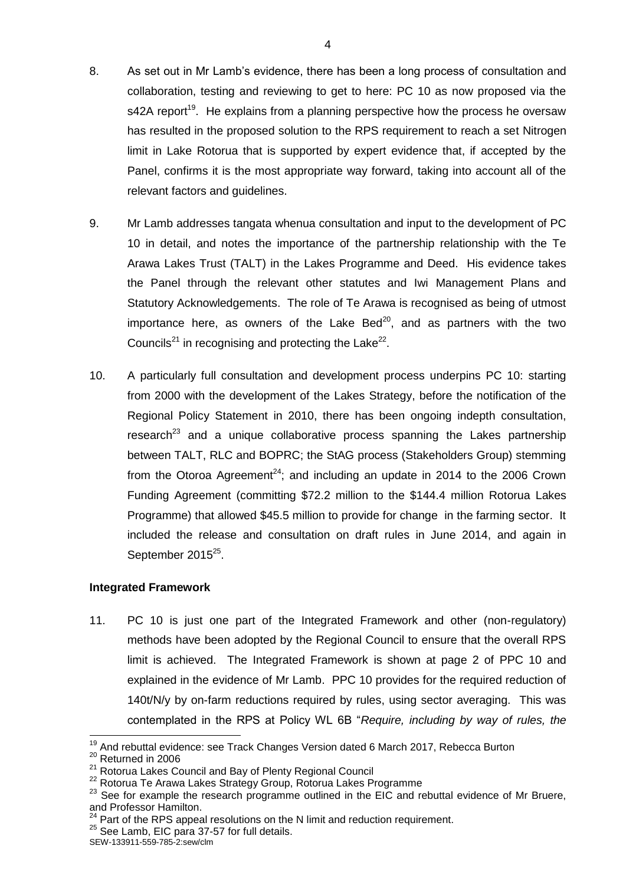8. As set out in Mr Lamb's evidence, there has been a long process of consultation and collaboration, testing and reviewing to get to here: PC 10 as now proposed via the s42A report[19]. He explains from a planning perspective how the process he oversaw has resulted in the proposed solution to the RPS requirement to reach a set Nitrogen limit in Lake Rotorua that is supported by expert evidence that, if accepted by the Panel, confirms it is the most appropriate way forward, taking into account all of the relevant factors and guidelines.

9. Mr Lamb addresses tangata whenua consultation and input to the development of PC 10 in detail, and notes the importance of the partnership relationship with the Te Arawa Lakes Trust (TALT) in the Lakes Programme and Deed. His evidence takes the Panel through the relevant other statutes and Iwi Management Plans and Statutory Acknowledgements. The role of Te Arawa is recognised as being of utmost importance here, as owners of the Lake Bed[20], and as partners with the two Councils[21] in recognising and protecting the Lake[22].

10. A particularly full consultation and development process underpins PC 10: starting from 2000 with the development of the Lakes Strategy, before the notification of the Regional Policy Statement in 2010, there has been ongoing indepth consultation, research[23] and a unique collaborative process spanning the Lakes partnership between TALT, RLC and BOPRC; the StAG process (Stakeholders Group) stemming from the Otoroa Agreement[24]; and including an update in 2014 to the 2006 Crown Funding Agreement (committing \$72.2 million to the \$144.4 million Rotorua Lakes Programme) that allowed \$45.5 million to provide for change in the farming sector. It included the release and consultation on draft rules in June 2014, and again in September 2015[25].

**Integrated Framework**

11. PC 10 is just one part of the Integrated Framework and other (non-regulatory) methods have been adopted by the Regional Council to ensure that the overall RPS limit is achieved. The Integrated Framework is shown at page 2 of PPC 10 and explained in the evidence of Mr Lamb. PPC 10 provides for the required reduction of 140t/N/y by on-farm reductions required by rules, using sector averaging. This was contemplated in the RPS at Policy WL 6B "*Require, including by way of rules, the*

---

[19] And rebuttal evidence: see Track Changes Version dated 6 March 2017, Rebecca Burton

[20] Returned in 2006

[21] Rotorua Lakes Council and Bay of Plenty Regional Council

[22] Rotorua Te Arawa Lakes Strategy Group, Rotorua Lakes Programme

[23] See for example the research programme outlined in the EIC and rebuttal evidence of Mr Bruere, and Professor Hamilton.

[24] Part of the RPS appeal resolutions on the N limit and reduction requirement.

[25] See Lamb, EIC para 37-57 for full details.

SEW-133911-559-785-2:sew/clm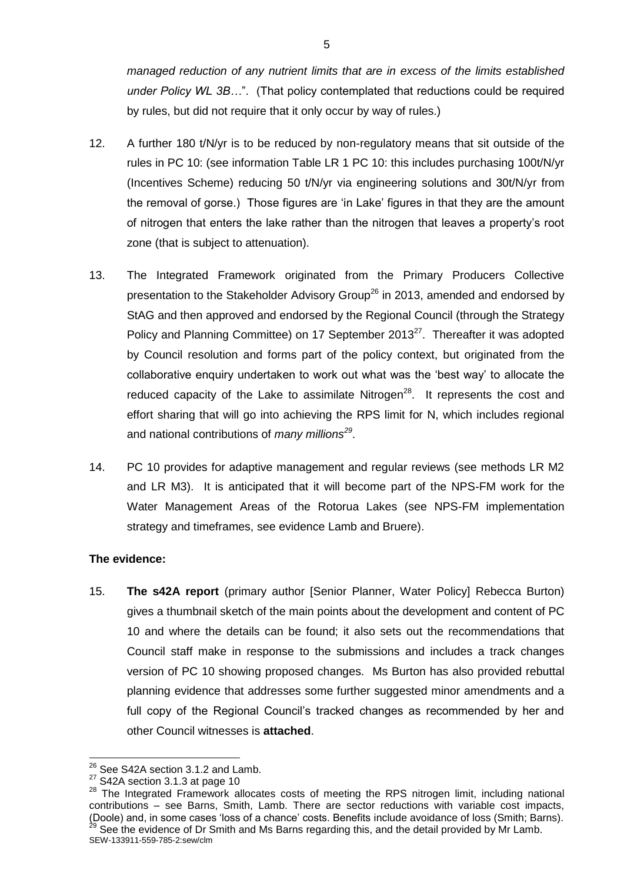*managed reduction of any nutrient limits that are in excess of the limits established under Policy WL 3B…*". (That policy contemplated that reductions could be required by rules, but did not require that it only occur by way of rules.)

12. A further 180 t/N/yr is to be reduced by non-regulatory means that sit outside of the rules in PC 10: (see information Table LR 1 PC 10: this includes purchasing 100t/N/yr (Incentives Scheme) reducing 50 t/N/yr via engineering solutions and 30t/N/yr from the removal of gorse.) Those figures are 'in Lake' figures in that they are the amount of nitrogen that enters the lake rather than the nitrogen that leaves a property's root zone (that is subject to attenuation).

13. The Integrated Framework originated from the Primary Producers Collective presentation to the Stakeholder Advisory Group[26] in 2013, amended and endorsed by StAG and then approved and endorsed by the Regional Council (through the Strategy Policy and Planning Committee) on 17 September 2013[27]. Thereafter it was adopted by Council resolution and forms part of the policy context, but originated from the collaborative enquiry undertaken to work out what was the 'best way' to allocate the reduced capacity of the Lake to assimilate Nitrogen[28]. It represents the cost and effort sharing that will go into achieving the RPS limit for N, which includes regional and national contributions of *many millions*[29].

14. PC 10 provides for adaptive management and regular reviews (see methods LR M2 and LR M3). It is anticipated that it will become part of the NPS-FM work for the Water Management Areas of the Rotorua Lakes (see NPS-FM implementation strategy and timeframes, see evidence Lamb and Bruere).

**The evidence:**

15. **The s42A report** (primary author [Senior Planner, Water Policy] Rebecca Burton) gives a thumbnail sketch of the main points about the development and content of PC 10 and where the details can be found; it also sets out the recommendations that Council staff make in response to the submissions and includes a track changes version of PC 10 showing proposed changes. Ms Burton has also provided rebuttal planning evidence that addresses some further suggested minor amendments and a full copy of the Regional Council's tracked changes as recommended by her and other Council witnesses is **attached**.

---

[26] See S42A section 3.1.2 and Lamb.

[27] S42A section 3.1.3 at page 10

[28] The Integrated Framework allocates costs of meeting the RPS nitrogen limit, including national contributions – see Barns, Smith, Lamb. There are sector reductions with variable cost impacts, (Doole) and, in some cases 'loss of a chance' costs. Benefits include avoidance of loss (Smith; Barns).

[29] See the evidence of Dr Smith and Ms Barns regarding this, and the detail provided by Mr Lamb.

SEW-133911-559-785-2:sew/clm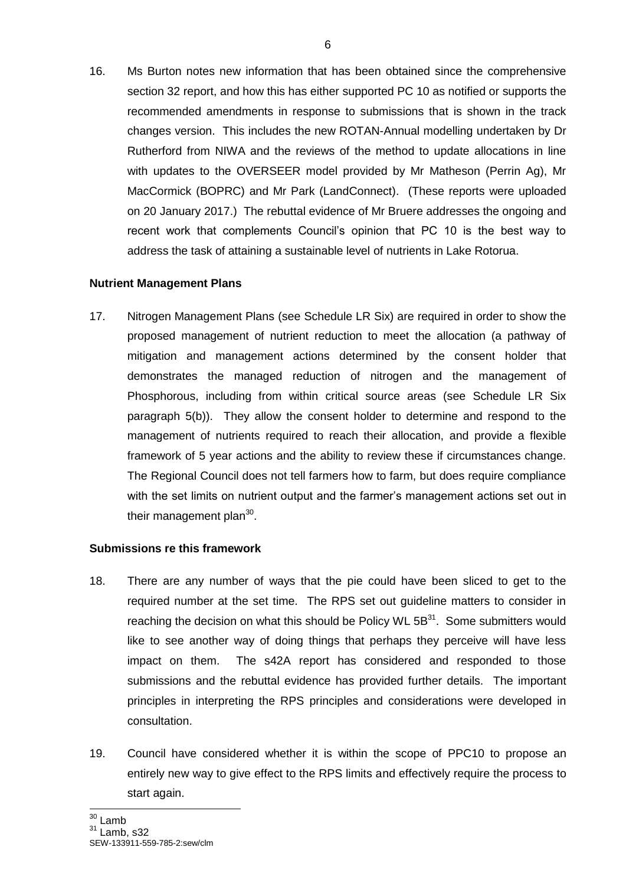16. Ms Burton notes new information that has been obtained since the comprehensive section 32 report, and how this has either supported PC 10 as notified or supports the recommended amendments in response to submissions that is shown in the track changes version. This includes the new ROTAN-Annual modelling undertaken by Dr Rutherford from NIWA and the reviews of the method to update allocations in line with updates to the OVERSEER model provided by Mr Matheson (Perrin Ag), Mr MacCormick (BOPRC) and Mr Park (LandConnect). (These reports were uploaded on 20 January 2017.) The rebuttal evidence of Mr Bruere addresses the ongoing and recent work that complements Council's opinion that PC 10 is the best way to address the task of attaining a sustainable level of nutrients in Lake Rotorua.

**Nutrient Management Plans**

17. Nitrogen Management Plans (see Schedule LR Six) are required in order to show the proposed management of nutrient reduction to meet the allocation (a pathway of mitigation and management actions determined by the consent holder that demonstrates the managed reduction of nitrogen and the management of Phosphorous, including from within critical source areas (see Schedule LR Six paragraph 5(b)). They allow the consent holder to determine and respond to the management of nutrients required to reach their allocation, and provide a flexible framework of 5 year actions and the ability to review these if circumstances change. The Regional Council does not tell farmers how to farm, but does require compliance with the set limits on nutrient output and the farmer's management actions set out in their management plan[30].

**Submissions re this framework**

18. There are any number of ways that the pie could have been sliced to get to the required number at the set time. The RPS set out guideline matters to consider in reaching the decision on what this should be Policy WL 5B[31]. Some submitters would like to see another way of doing things that perhaps they perceive will have less impact on them. The s42A report has considered and responded to those submissions and the rebuttal evidence has provided further details. The important principles in interpreting the RPS principles and considerations were developed in consultation.

19. Council have considered whether it is within the scope of PPC10 to propose an entirely new way to give effect to the RPS limits and effectively require the process to start again.

[30] Lamb

[31] Lamb, s32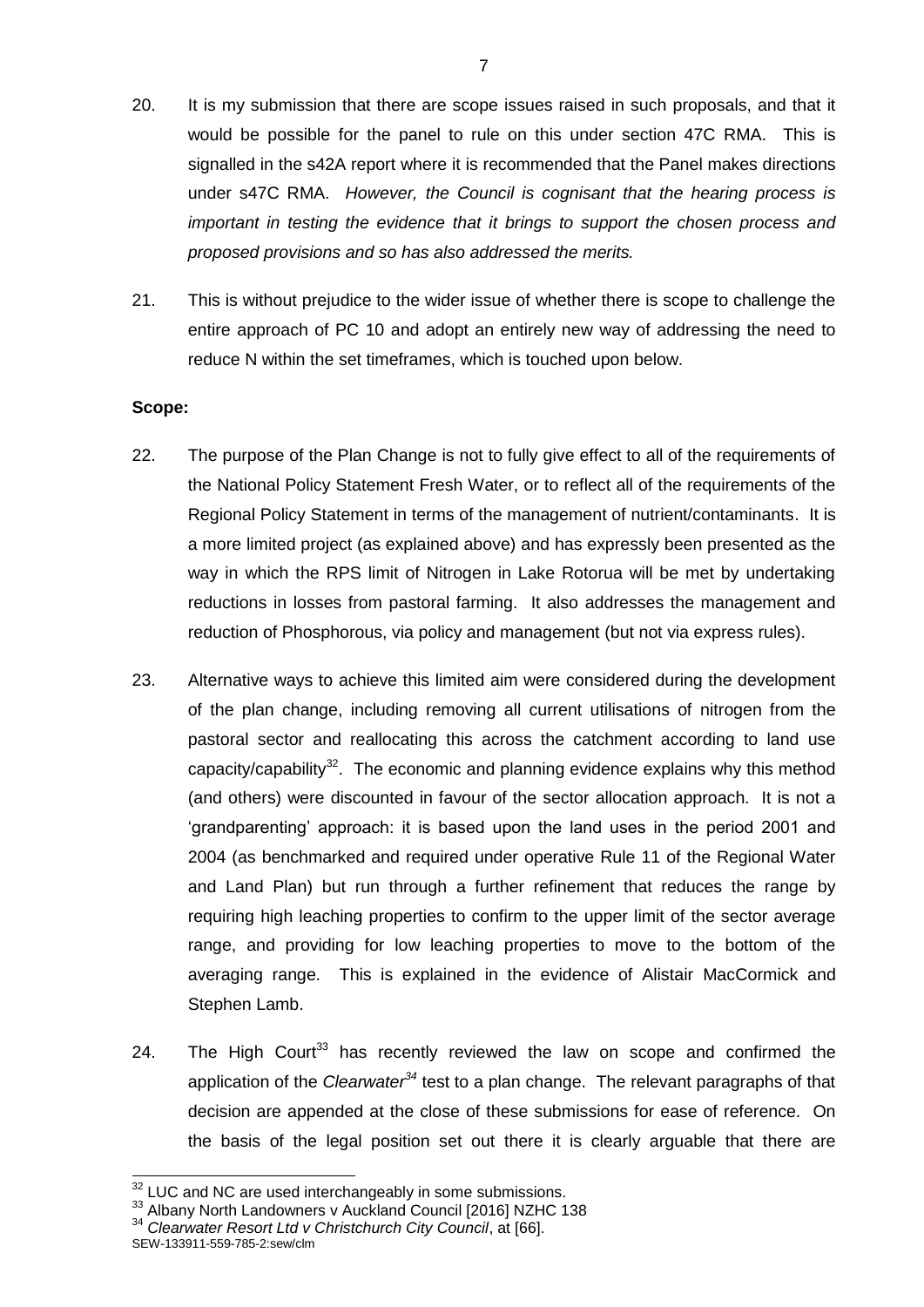20. It is my submission that there are scope issues raised in such proposals, and that it would be possible for the panel to rule on this under section 47C RMA. This is signalled in the s42A report where it is recommended that the Panel makes directions under s47C RMA. *However, the Council is cognisant that the hearing process is important in testing the evidence that it brings to support the chosen process and proposed provisions and so has also addressed the merits.*

21. This is without prejudice to the wider issue of whether there is scope to challenge the entire approach of PC 10 and adopt an entirely new way of addressing the need to reduce N within the set timeframes, which is touched upon below.

**Scope:**

22. The purpose of the Plan Change is not to fully give effect to all of the requirements of the National Policy Statement Fresh Water, or to reflect all of the requirements of the Regional Policy Statement in terms of the management of nutrient/contaminants. It is a more limited project (as explained above) and has expressly been presented as the way in which the RPS limit of Nitrogen in Lake Rotorua will be met by undertaking reductions in losses from pastoral farming. It also addresses the management and reduction of Phosphorous, via policy and management (but not via express rules).

23. Alternative ways to achieve this limited aim were considered during the development of the plan change, including removing all current utilisations of nitrogen from the pastoral sector and reallocating this across the catchment according to land use capacity/capability[32]. The economic and planning evidence explains why this method (and others) were discounted in favour of the sector allocation approach. It is not a 'grandparenting' approach: it is based upon the land uses in the period 2001 and 2004 (as benchmarked and required under operative Rule 11 of the Regional Water and Land Plan) but run through a further refinement that reduces the range by requiring high leaching properties to confirm to the upper limit of the sector average range, and providing for low leaching properties to move to the bottom of the averaging range. This is explained in the evidence of Alistair MacCormick and Stephen Lamb.

24. The High Court[33] has recently reviewed the law on scope and confirmed the application of the *Clearwater*[34] test to a plan change. The relevant paragraphs of that decision are appended at the close of these submissions for ease of reference. On the basis of the legal position set out there it is clearly arguable that there are

[32] LUC and NC are used interchangeably in some submissions.

[33] Albany North Landowners v Auckland Council [2016] NZHC 138

[34] *Clearwater Resort Ltd v Christchurch City Council*, at [66].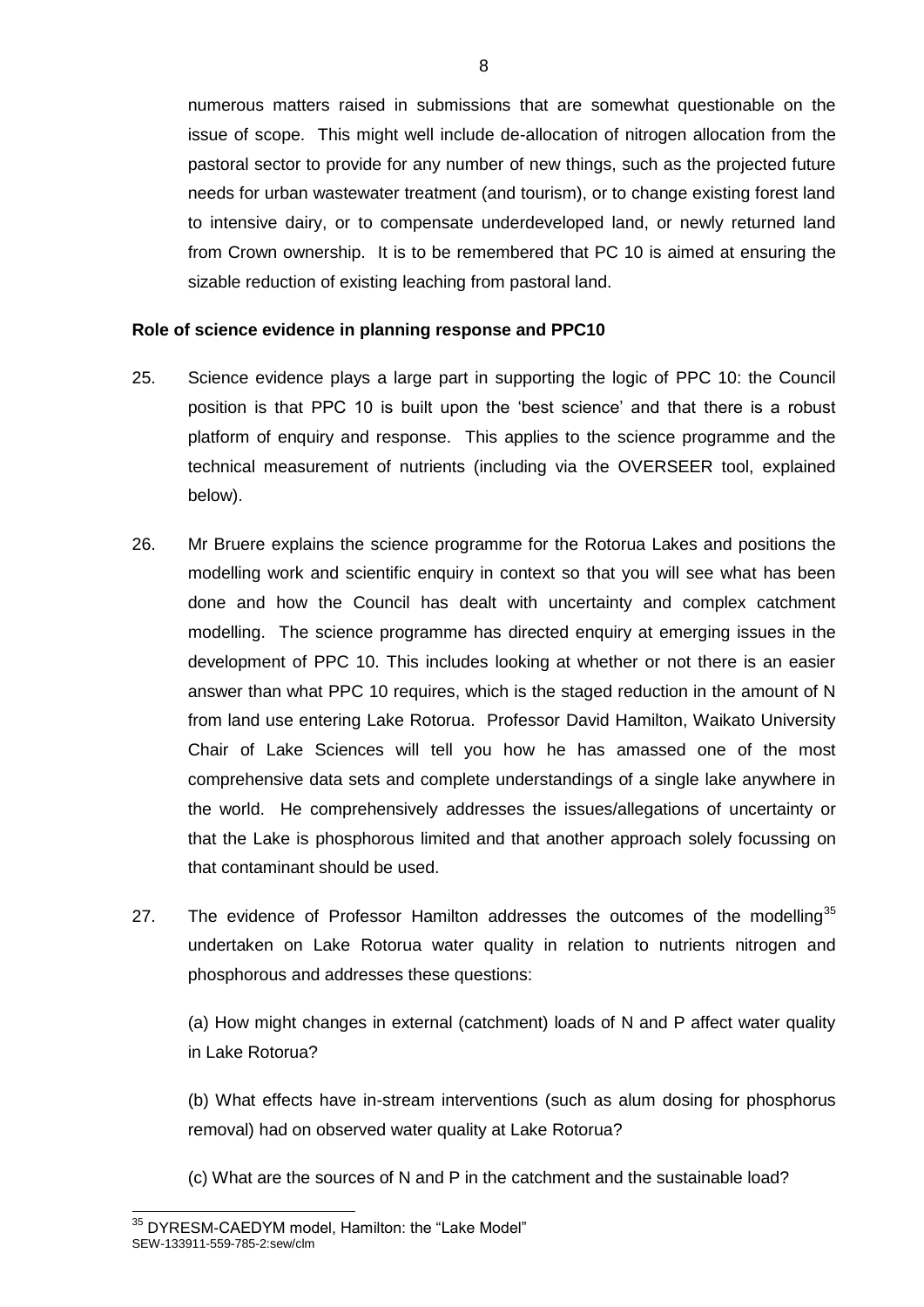numerous matters raised in submissions that are somewhat questionable on the issue of scope. This might well include de-allocation of nitrogen allocation from the pastoral sector to provide for any number of new things, such as the projected future needs for urban wastewater treatment (and tourism), or to change existing forest land to intensive dairy, or to compensate underdeveloped land, or newly returned land from Crown ownership. It is to be remembered that PC 10 is aimed at ensuring the sizable reduction of existing leaching from pastoral land.

**Role of science evidence in planning response and PPC10**

25. Science evidence plays a large part in supporting the logic of PPC 10: the Council position is that PPC 10 is built upon the 'best science' and that there is a robust platform of enquiry and response. This applies to the science programme and the technical measurement of nutrients (including via the OVERSEER tool, explained below).

26. Mr Bruere explains the science programme for the Rotorua Lakes and positions the modelling work and scientific enquiry in context so that you will see what has been done and how the Council has dealt with uncertainty and complex catchment modelling. The science programme has directed enquiry at emerging issues in the development of PPC 10. This includes looking at whether or not there is an easier answer than what PPC 10 requires, which is the staged reduction in the amount of N from land use entering Lake Rotorua. Professor David Hamilton, Waikato University Chair of Lake Sciences will tell you how he has amassed one of the most comprehensive data sets and complete understandings of a single lake anywhere in the world. He comprehensively addresses the issues/allegations of uncertainty or that the Lake is phosphorous limited and that another approach solely focussing on that contaminant should be used.

27. The evidence of Professor Hamilton addresses the outcomes of the modelling[35] undertaken on Lake Rotorua water quality in relation to nutrients nitrogen and phosphorous and addresses these questions:

    (a) How might changes in external (catchment) loads of N and P affect water quality in Lake Rotorua?

    (b) What effects have in-stream interventions (such as alum dosing for phosphorus removal) had on observed water quality at Lake Rotorua?

    (c) What are the sources of N and P in the catchment and the sustainable load?

[35] DYRESM-CAEDYM model, Hamilton: the "Lake Model"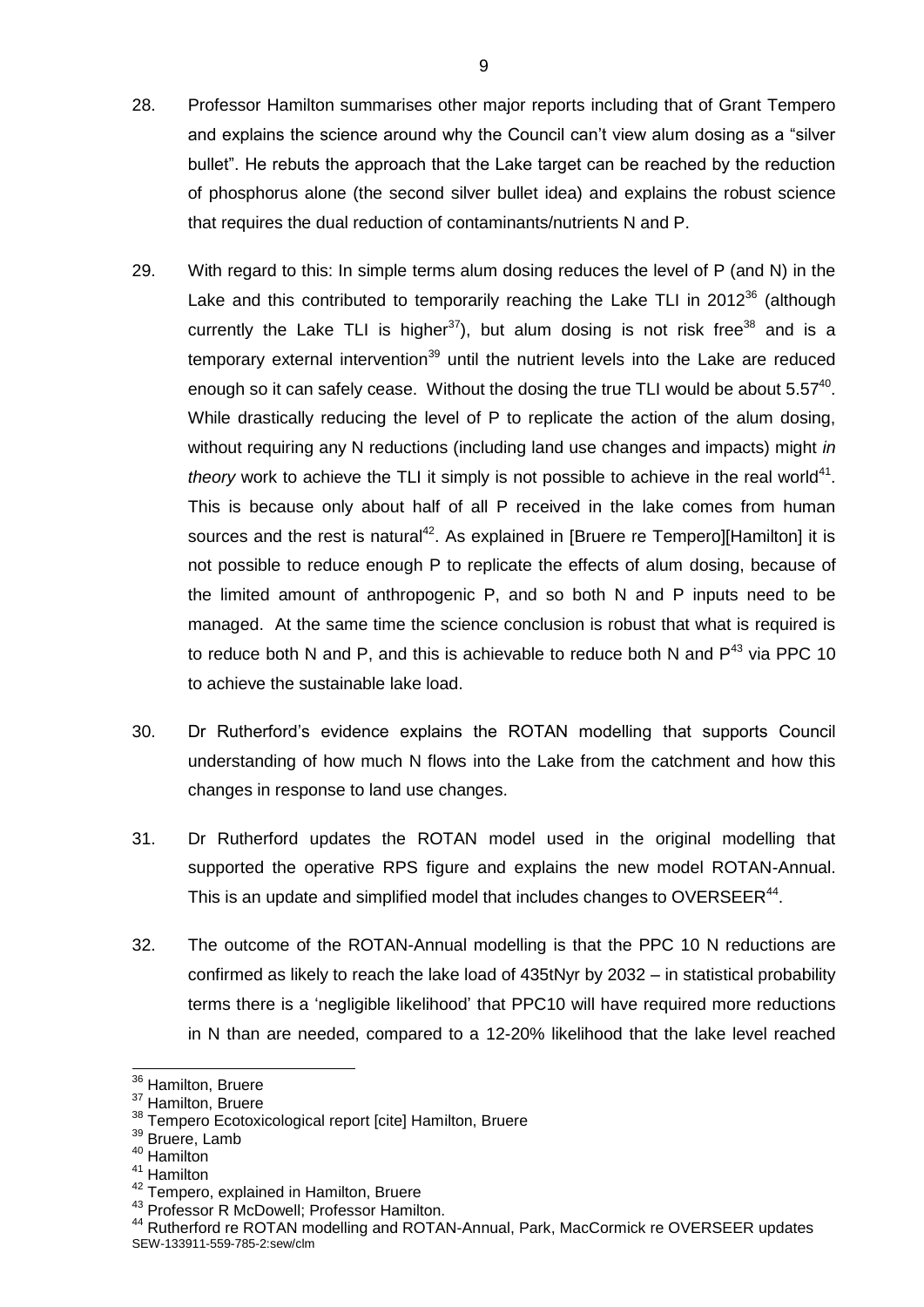28. Professor Hamilton summarises other major reports including that of Grant Tempero and explains the science around why the Council can't view alum dosing as a "silver bullet". He rebuts the approach that the Lake target can be reached by the reduction of phosphorus alone (the second silver bullet idea) and explains the robust science that requires the dual reduction of contaminants/nutrients N and P.

29. With regard to this: In simple terms alum dosing reduces the level of P (and N) in the Lake and this contributed to temporarily reaching the Lake TLI in 2012[36] (although currently the Lake TLI is higher[37]), but alum dosing is not risk free[38] and is a temporary external intervention[39] until the nutrient levels into the Lake are reduced enough so it can safely cease. Without the dosing the true TLI would be about 5.57[40]. While drastically reducing the level of P to replicate the action of the alum dosing, without requiring any N reductions (including land use changes and impacts) might *in theory* work to achieve the TLI it simply is not possible to achieve in the real world[41]. This is because only about half of all P received in the lake comes from human sources and the rest is natural[42]. As explained in [Bruere re Tempero][Hamilton] it is not possible to reduce enough P to replicate the effects of alum dosing, because of the limited amount of anthropogenic P, and so both N and P inputs need to be managed. At the same time the science conclusion is robust that what is required is to reduce both N and P, and this is achievable to reduce both N and P[43] via PPC 10 to achieve the sustainable lake load.

30. Dr Rutherford's evidence explains the ROTAN modelling that supports Council understanding of how much N flows into the Lake from the catchment and how this changes in response to land use changes.

31. Dr Rutherford updates the ROTAN model used in the original modelling that supported the operative RPS figure and explains the new model ROTAN-Annual. This is an update and simplified model that includes changes to OVERSEER[44].

32. The outcome of the ROTAN-Annual modelling is that the PPC 10 N reductions are confirmed as likely to reach the lake load of 435tNyr by 2032 – in statistical probability terms there is a 'negligible likelihood' that PPC10 will have required more reductions in N than are needed, compared to a 12-20% likelihood that the lake level reached

---

[36] Hamilton, Bruere
[37] Hamilton, Bruere
[38] Tempero Ecotoxicological report [cite] Hamilton, Bruere
[39] Bruere, Lamb
[40] Hamilton
[41] Hamilton
[42] Tempero, explained in Hamilton, Bruere
[43] Professor R McDowell; Professor Hamilton.
[44] Rutherford re ROTAN modelling and ROTAN-Annual, Park, MacCormick re OVERSEER updates

SEW-133911-559-785-2:sew/clm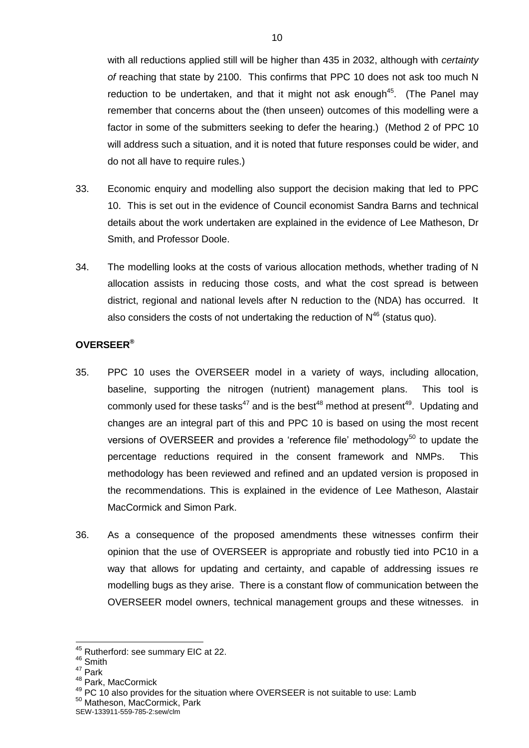with all reductions applied still will be higher than 435 in 2032, although with *certainty of* reaching that state by 2100. This confirms that PPC 10 does not ask too much N reduction to be undertaken, and that it might not ask enough[45]. (The Panel may remember that concerns about the (then unseen) outcomes of this modelling were a factor in some of the submitters seeking to defer the hearing.) (Method 2 of PPC 10 will address such a situation, and it is noted that future responses could be wider, and do not all have to require rules.)

33. Economic enquiry and modelling also support the decision making that led to PPC 10. This is set out in the evidence of Council economist Sandra Barns and technical details about the work undertaken are explained in the evidence of Lee Matheson, Dr Smith, and Professor Doole.

34. The modelling looks at the costs of various allocation methods, whether trading of N allocation assists in reducing those costs, and what the cost spread is between district, regional and national levels after N reduction to the (NDA) has occurred. It also considers the costs of not undertaking the reduction of N[46] (status quo).

**OVERSEER®**

35. PPC 10 uses the OVERSEER model in a variety of ways, including allocation, baseline, supporting the nitrogen (nutrient) management plans. This tool is commonly used for these tasks[47] and is the best[48] method at present[49]. Updating and changes are an integral part of this and PPC 10 is based on using the most recent versions of OVERSEER and provides a 'reference file' methodology[50] to update the percentage reductions required in the consent framework and NMPs. This methodology has been reviewed and refined and an updated version is proposed in the recommendations. This is explained in the evidence of Lee Matheson, Alastair MacCormick and Simon Park.

36. As a consequence of the proposed amendments these witnesses confirm their opinion that the use of OVERSEER is appropriate and robustly tied into PC10 in a way that allows for updating and certainty, and capable of addressing issues re modelling bugs as they arise. There is a constant flow of communication between the OVERSEER model owners, technical management groups and these witnesses. in

---

[45] Rutherford: see summary EIC at 22.

[46] Smith

[47] Park

[48] Park, MacCormick

[49] PC 10 also provides for the situation where OVERSEER is not suitable to use: Lamb

[50] Matheson, MacCormick, Park

SEW-133911-559-785-2:sew/clm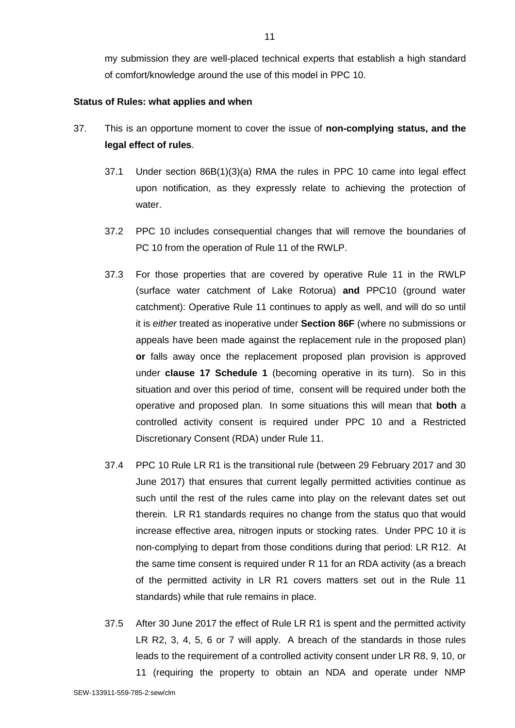my submission they are well-placed technical experts that establish a high standard of comfort/knowledge around the use of this model in PPC 10.

**Status of Rules: what applies and when**

37. This is an opportune moment to cover the issue of **non-complying status, and the legal effect of rules**.

    37.1 Under section 86B(1)(3)(a) RMA the rules in PPC 10 came into legal effect upon notification, as they expressly relate to achieving the protection of water.

    37.2 PPC 10 includes consequential changes that will remove the boundaries of PC 10 from the operation of Rule 11 of the RWLP.

    37.3 For those properties that are covered by operative Rule 11 in the RWLP (surface water catchment of Lake Rotorua) **and** PPC10 (ground water catchment): Operative Rule 11 continues to apply as well, and will do so until it is *either* treated as inoperative under **Section 86F** (where no submissions or appeals have been made against the replacement rule in the proposed plan) **or** falls away once the replacement proposed plan provision is approved under **clause 17 Schedule 1** (becoming operative in its turn). So in this situation and over this period of time, consent will be required under both the operative and proposed plan. In some situations this will mean that **both** a controlled activity consent is required under PPC 10 and a Restricted Discretionary Consent (RDA) under Rule 11.

    37.4 PPC 10 Rule LR R1 is the transitional rule (between 29 February 2017 and 30 June 2017) that ensures that current legally permitted activities continue as such until the rest of the rules came into play on the relevant dates set out therein. LR R1 standards requires no change from the status quo that would increase effective area, nitrogen inputs or stocking rates. Under PPC 10 it is non-complying to depart from those conditions during that period: LR R12. At the same time consent is required under R 11 for an RDA activity (as a breach of the permitted activity in LR R1 covers matters set out in the Rule 11 standards) while that rule remains in place.

    37.5 After 30 June 2017 the effect of Rule LR R1 is spent and the permitted activity LR R2, 3, 4, 5, 6 or 7 will apply. A breach of the standards in those rules leads to the requirement of a controlled activity consent under LR R8, 9, 10, or 11 (requiring the property to obtain an NDA and operate under NMP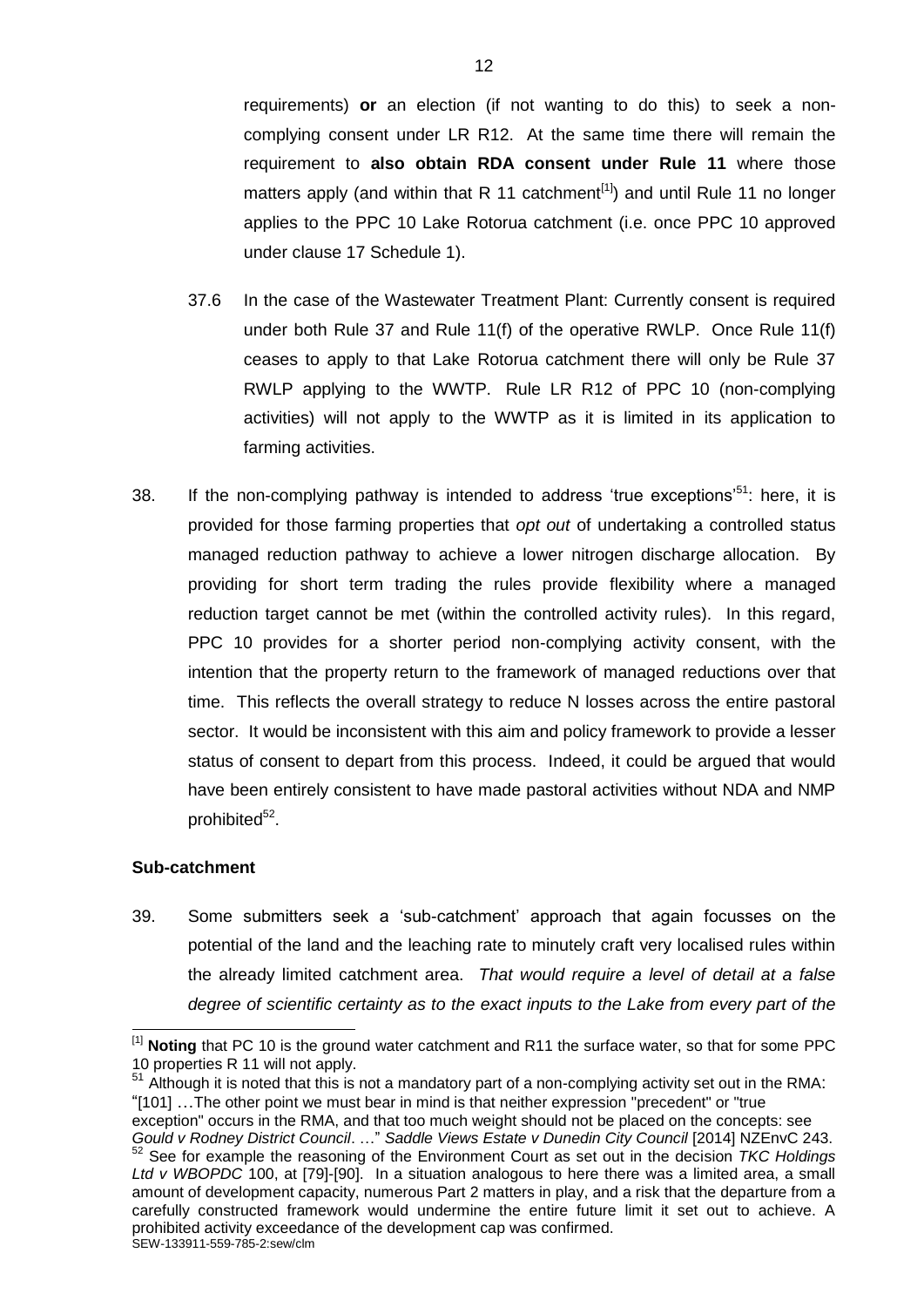requirements) **or** an election (if not wanting to do this) to seek a non-complying consent under LR R12. At the same time there will remain the requirement to **also obtain RDA consent under Rule 11** where those matters apply (and within that R 11 catchment[1]) and until Rule 11 no longer applies to the PPC 10 Lake Rotorua catchment (i.e. once PPC 10 approved under clause 17 Schedule 1).

37.6 In the case of the Wastewater Treatment Plant: Currently consent is required under both Rule 37 and Rule 11(f) of the operative RWLP. Once Rule 11(f) ceases to apply to that Lake Rotorua catchment there will only be Rule 37 RWLP applying to the WWTP. Rule LR R12 of PPC 10 (non-complying activities) will not apply to the WWTP as it is limited in its application to farming activities.

38. If the non-complying pathway is intended to address 'true exceptions'[51]: here, it is provided for those farming properties that *opt out* of undertaking a controlled status managed reduction pathway to achieve a lower nitrogen discharge allocation. By providing for short term trading the rules provide flexibility where a managed reduction target cannot be met (within the controlled activity rules). In this regard, PPC 10 provides for a shorter period non-complying activity consent, with the intention that the property return to the framework of managed reductions over that time. This reflects the overall strategy to reduce N losses across the entire pastoral sector. It would be inconsistent with this aim and policy framework to provide a lesser status of consent to depart from this process. Indeed, it could be argued that would have been entirely consistent to have made pastoral activities without NDA and NMP prohibited[52].

## Sub-catchment

39. Some submitters seek a 'sub-catchment' approach that again focusses on the potential of the land and the leaching rate to minutely craft very localised rules within the already limited catchment area. *That would require a level of detail at a false degree of scientific certainty as to the exact inputs to the Lake from every part of the*

---

[1] **Noting** that PC 10 is the ground water catchment and R11 the surface water, so that for some PPC 10 properties R 11 will not apply.

[51] Although it is noted that this is not a mandatory part of a non-complying activity set out in the RMA: "[101] …The other point we must bear in mind is that neither expression "precedent" or "true exception" occurs in the RMA, and that too much weight should not be placed on the concepts: see *Gould v Rodney District Council*. …" *Saddle Views Estate v Dunedin City Council* [2014] NZEnvC 243.

[52] See for example the reasoning of the Environment Court as set out in the decision *TKC Holdings Ltd v WBOPDC* 100, at [79]-[90]. In a situation analogous to here there was a limited area, a small amount of development capacity, numerous Part 2 matters in play, and a risk that the departure from a carefully constructed framework would undermine the entire future limit it set out to achieve. A prohibited activity exceedance of the development cap was confirmed.

SEW-133911-559-785-2:sew/clm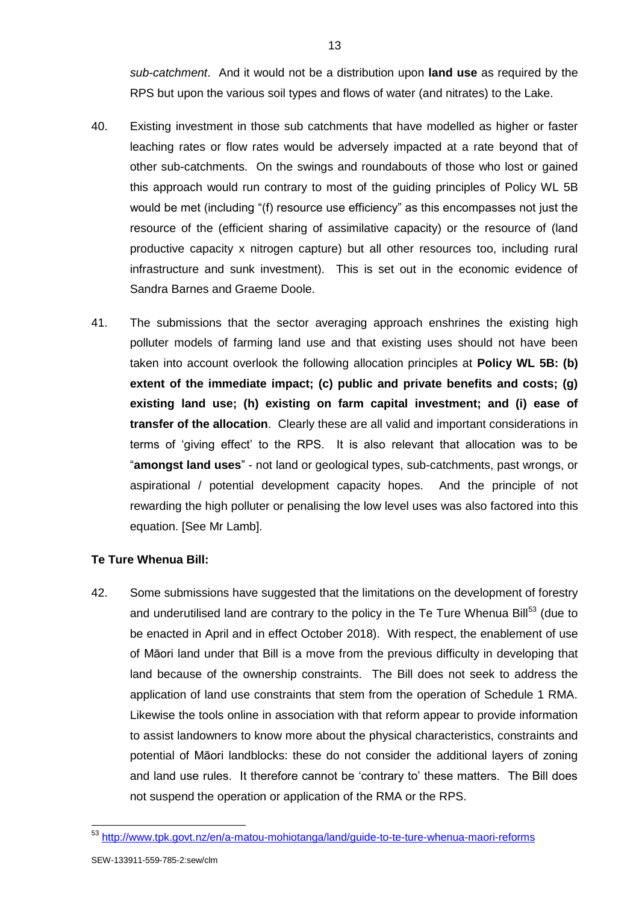*sub-catchment*. And it would not be a distribution upon **land use** as required by the RPS but upon the various soil types and flows of water (and nitrates) to the Lake.

40. Existing investment in those sub catchments that have modelled as higher or faster leaching rates or flow rates would be adversely impacted at a rate beyond that of other sub-catchments. On the swings and roundabouts of those who lost or gained this approach would run contrary to most of the guiding principles of Policy WL 5B would be met (including "(f) resource use efficiency" as this encompasses not just the resource of the (efficient sharing of assimilative capacity) or the resource of (land productive capacity x nitrogen capture) but all other resources too, including rural infrastructure and sunk investment). This is set out in the economic evidence of Sandra Barnes and Graeme Doole.

41. The submissions that the sector averaging approach enshrines the existing high polluter models of farming land use and that existing uses should not have been taken into account overlook the following allocation principles at **Policy WL 5B: (b) extent of the immediate impact; (c) public and private benefits and costs; (g) existing land use; (h) existing on farm capital investment; and (i) ease of transfer of the allocation**. Clearly these are all valid and important considerations in terms of 'giving effect' to the RPS. It is also relevant that allocation was to be "**amongst land uses**" - not land or geological types, sub-catchments, past wrongs, or aspirational / potential development capacity hopes. And the principle of not rewarding the high polluter or penalising the low level uses was also factored into this equation. [See Mr Lamb].

**Te Ture Whenua Bill:**

42. Some submissions have suggested that the limitations on the development of forestry and underutilised land are contrary to the policy in the Te Ture Whenua Bill[53] (due to be enacted in April and in effect October 2018). With respect, the enablement of use of Māori land under that Bill is a move from the previous difficulty in developing that land because of the ownership constraints. The Bill does not seek to address the application of land use constraints that stem from the operation of Schedule 1 RMA. Likewise the tools online in association with that reform appear to provide information to assist landowners to know more about the physical characteristics, constraints and potential of Māori landblocks: these do not consider the additional layers of zoning and land use rules. It therefore cannot be 'contrary to' these matters. The Bill does not suspend the operation or application of the RMA or the RPS.

[53] http://www.tpk.govt.nz/en/a-matou-mohiotanga/land/guide-to-te-ture-whenua-maori-reforms

SEW-133911-559-785-2:sew/clm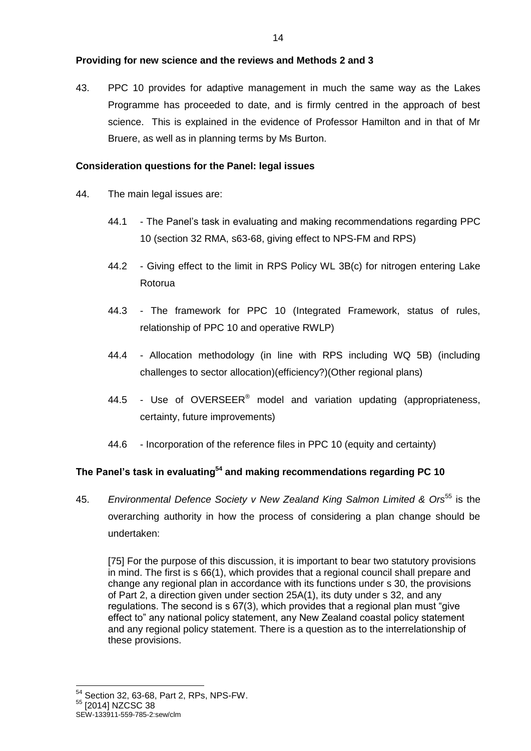**Providing for new science and the reviews and Methods 2 and 3**

43. PPC 10 provides for adaptive management in much the same way as the Lakes Programme has proceeded to date, and is firmly centred in the approach of best science. This is explained in the evidence of Professor Hamilton and in that of Mr Bruere, as well as in planning terms by Ms Burton.

**Consideration questions for the Panel: legal issues**

44. The main legal issues are:

    44.1 - The Panel's task in evaluating and making recommendations regarding PPC 10 (section 32 RMA, s63-68, giving effect to NPS-FM and RPS)

    44.2 - Giving effect to the limit in RPS Policy WL 3B(c) for nitrogen entering Lake Rotorua

    44.3 - The framework for PPC 10 (Integrated Framework, status of rules, relationship of PPC 10 and operative RWLP)

    44.4 - Allocation methodology (in line with RPS including WQ 5B) (including challenges to sector allocation)(efficiency?)(Other regional plans)

    44.5 - Use of OVERSEER® model and variation updating (appropriateness, certainty, future improvements)

    44.6 - Incorporation of the reference files in PPC 10 (equity and certainty)

**The Panel's task in evaluating[54] and making recommendations regarding PC 10**

45. *Environmental Defence Society v New Zealand King Salmon Limited & Ors*[55] is the overarching authority in how the process of considering a plan change should be undertaken:

    [75] For the purpose of this discussion, it is important to bear two statutory provisions in mind. The first is s 66(1), which provides that a regional council shall prepare and change any regional plan in accordance with its functions under s 30, the provisions of Part 2, a direction given under section 25A(1), its duty under s 32, and any regulations. The second is s 67(3), which provides that a regional plan must "give effect to" any national policy statement, any New Zealand coastal policy statement and any regional policy statement. There is a question as to the interrelationship of these provisions.

---

[54] Section 32, 63-68, Part 2, RPs, NPS-FW.

[55] [2014] NZCSC 38

SEW-133911-559-785-2:sew/clm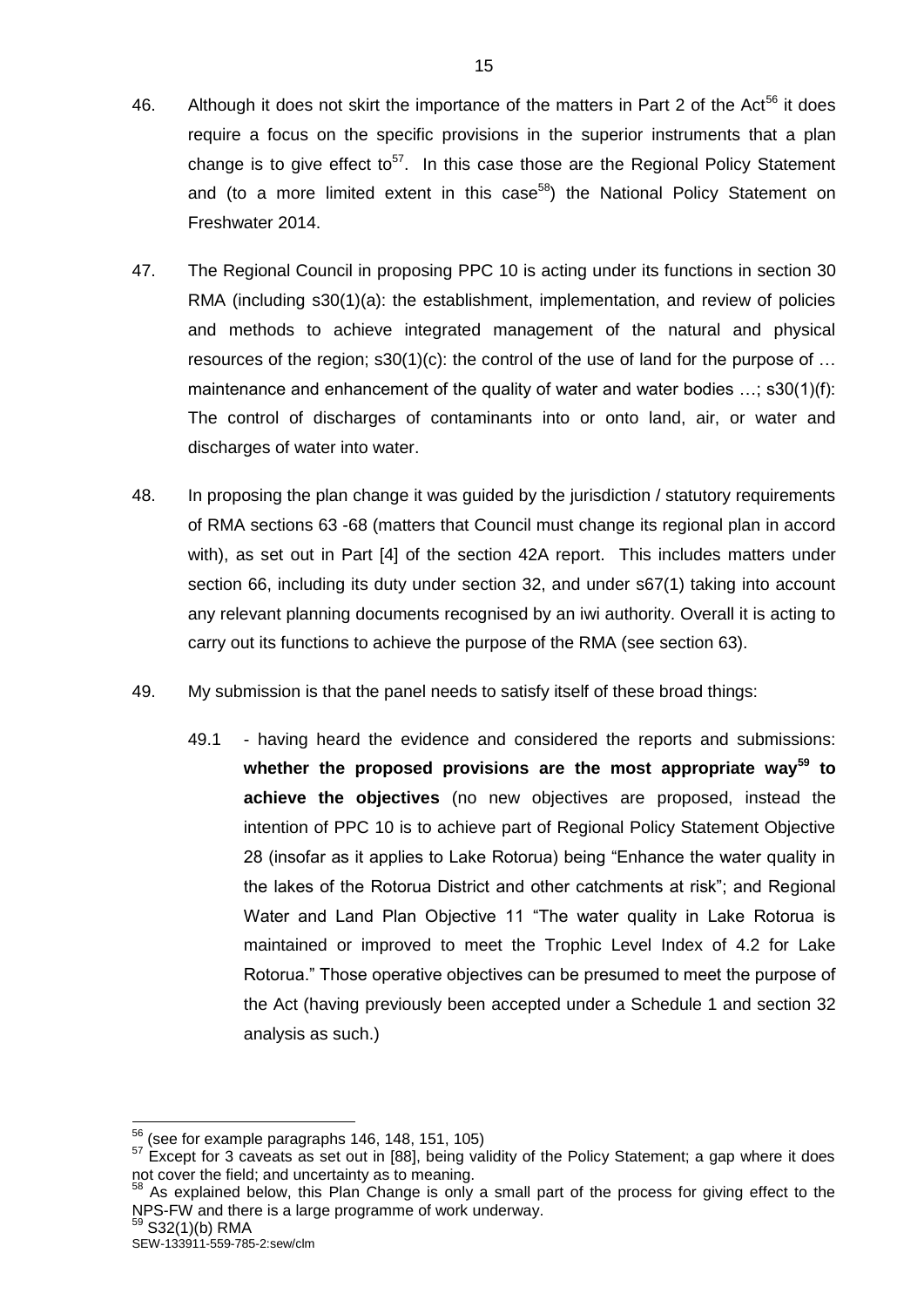46. Although it does not skirt the importance of the matters in Part 2 of the Act[56] it does require a focus on the specific provisions in the superior instruments that a plan change is to give effect to[57]. In this case those are the Regional Policy Statement and (to a more limited extent in this case[58]) the National Policy Statement on Freshwater 2014.

47. The Regional Council in proposing PPC 10 is acting under its functions in section 30 RMA (including s30(1)(a): the establishment, implementation, and review of policies and methods to achieve integrated management of the natural and physical resources of the region; s30(1)(c): the control of the use of land for the purpose of … maintenance and enhancement of the quality of water and water bodies …; s30(1)(f): The control of discharges of contaminants into or onto land, air, or water and discharges of water into water.

48. In proposing the plan change it was guided by the jurisdiction / statutory requirements of RMA sections 63 -68 (matters that Council must change its regional plan in accord with), as set out in Part [4] of the section 42A report. This includes matters under section 66, including its duty under section 32, and under s67(1) taking into account any relevant planning documents recognised by an iwi authority. Overall it is acting to carry out its functions to achieve the purpose of the RMA (see section 63).

49. My submission is that the panel needs to satisfy itself of these broad things:

    49.1 - having heard the evidence and considered the reports and submissions: **whether the proposed provisions are the most appropriate way[59] to achieve the objectives** (no new objectives are proposed, instead the intention of PPC 10 is to achieve part of Regional Policy Statement Objective 28 (insofar as it applies to Lake Rotorua) being "Enhance the water quality in the lakes of the Rotorua District and other catchments at risk"; and Regional Water and Land Plan Objective 11 "The water quality in Lake Rotorua is maintained or improved to meet the Trophic Level Index of 4.2 for Lake Rotorua." Those operative objectives can be presumed to meet the purpose of the Act (having previously been accepted under a Schedule 1 and section 32 analysis as such.)

---

[56] (see for example paragraphs 146, 148, 151, 105)

[57] Except for 3 caveats as set out in [88], being validity of the Policy Statement; a gap where it does not cover the field; and uncertainty as to meaning.

[58] As explained below, this Plan Change is only a small part of the process for giving effect to the NPS-FW and there is a large programme of work underway.

[59] S32(1)(b) RMA

SEW-133911-559-785-2:sew/clm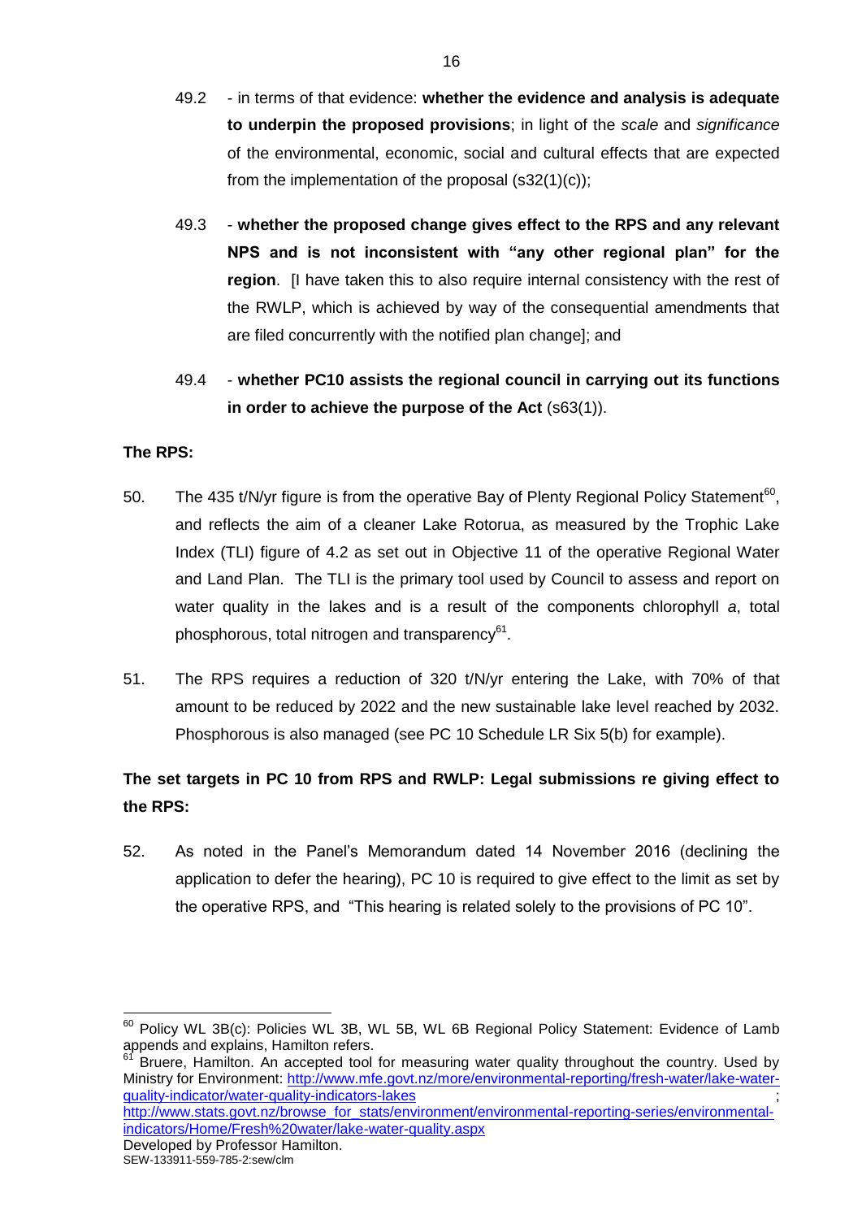49.2 - in terms of that evidence: **whether the evidence and analysis is adequate to underpin the proposed provisions**; in light of the *scale* and *significance* of the environmental, economic, social and cultural effects that are expected from the implementation of the proposal (s32(1)(c));

49.3 - **whether the proposed change gives effect to the RPS and any relevant NPS and is not inconsistent with "any other regional plan" for the region**. [I have taken this to also require internal consistency with the rest of the RWLP, which is achieved by way of the consequential amendments that are filed concurrently with the notified plan change]; and

49.4 - **whether PC10 assists the regional council in carrying out its functions in order to achieve the purpose of the Act** (s63(1)).

**The RPS:**

50. The 435 t/N/yr figure is from the operative Bay of Plenty Regional Policy Statement[60], and reflects the aim of a cleaner Lake Rotorua, as measured by the Trophic Lake Index (TLI) figure of 4.2 as set out in Objective 11 of the operative Regional Water and Land Plan. The TLI is the primary tool used by Council to assess and report on water quality in the lakes and is a result of the components chlorophyll *a*, total phosphorous, total nitrogen and transparency[61].

51. The RPS requires a reduction of 320 t/N/yr entering the Lake, with 70% of that amount to be reduced by 2022 and the new sustainable lake level reached by 2032. Phosphorous is also managed (see PC 10 Schedule LR Six 5(b) for example).

**The set targets in PC 10 from RPS and RWLP: Legal submissions re giving effect to the RPS:**

52. As noted in the Panel's Memorandum dated 14 November 2016 (declining the application to defer the hearing), PC 10 is required to give effect to the limit as set by the operative RPS, and "This hearing is related solely to the provisions of PC 10".

---

[60] Policy WL 3B(c): Policies WL 3B, WL 5B, WL 6B Regional Policy Statement: Evidence of Lamb appends and explains, Hamilton refers.

[61] Bruere, Hamilton. An accepted tool for measuring water quality throughout the country. Used by Ministry for Environment: http://www.mfe.govt.nz/more/environmental-reporting/fresh-water/lake-water-quality-indicator/water-quality-indicators-lakes ; http://www.stats.govt.nz/browse_for_stats/environment/environmental-reporting-series/environmental-indicators/Home/Fresh%20water/lake-water-quality.aspx
Developed by Professor Hamilton.

SEW-133911-559-785-2:sew/clm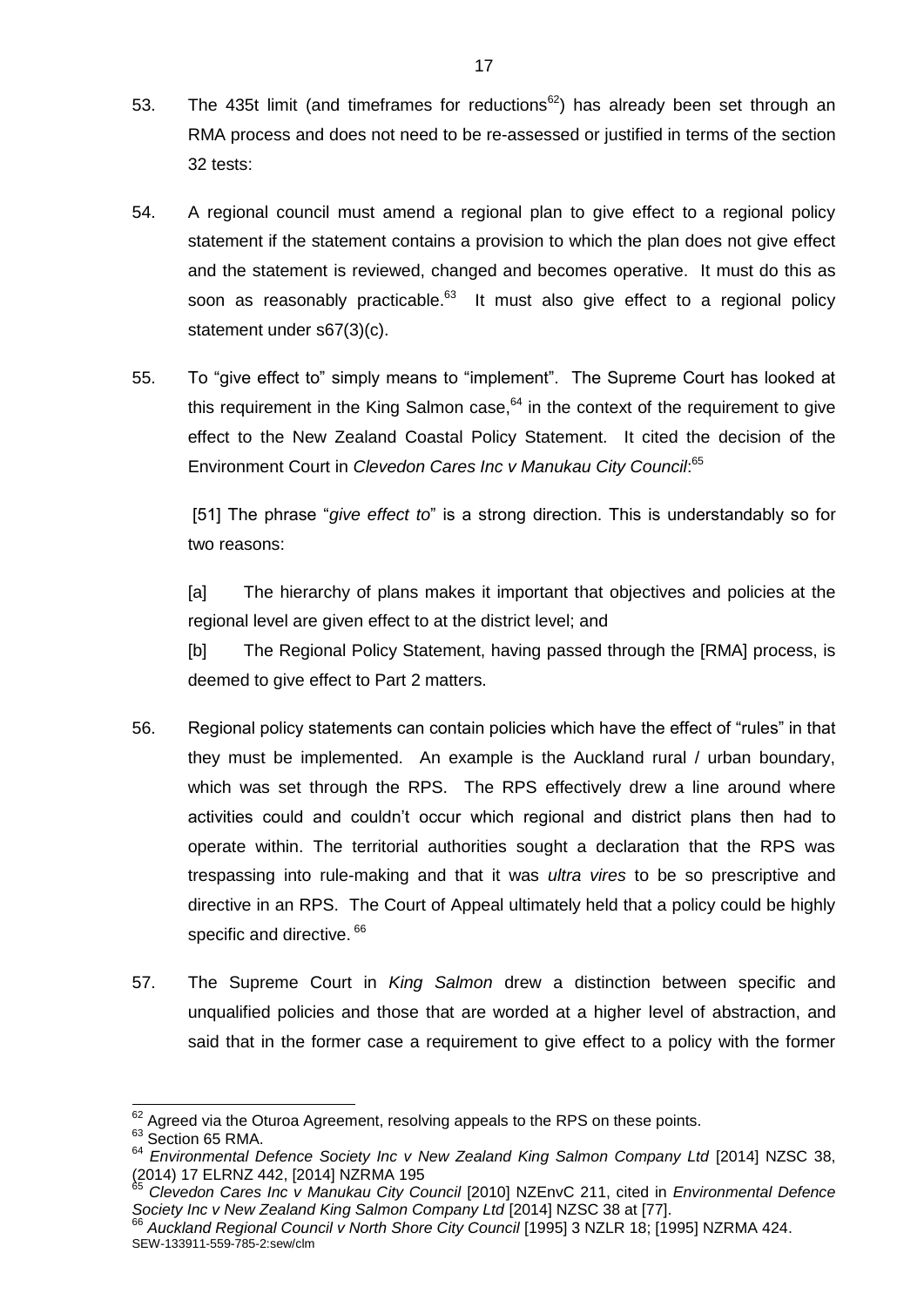53. The 435t limit (and timeframes for reductions[62]) has already been set through an RMA process and does not need to be re-assessed or justified in terms of the section 32 tests:

54. A regional council must amend a regional plan to give effect to a regional policy statement if the statement contains a provision to which the plan does not give effect and the statement is reviewed, changed and becomes operative. It must do this as soon as reasonably practicable.[63] It must also give effect to a regional policy statement under s67(3)(c).

55. To "give effect to" simply means to "implement". The Supreme Court has looked at this requirement in the King Salmon case,[64] in the context of the requirement to give effect to the New Zealand Coastal Policy Statement. It cited the decision of the Environment Court in *Clevedon Cares Inc v Manukau City Council*:[65]

> [51] The phrase "*give effect to*" is a strong direction. This is understandably so for two reasons:
>
> [a] The hierarchy of plans makes it important that objectives and policies at the regional level are given effect to at the district level; and
>
> [b] The Regional Policy Statement, having passed through the [RMA] process, is deemed to give effect to Part 2 matters.

56. Regional policy statements can contain policies which have the effect of "rules" in that they must be implemented. An example is the Auckland rural / urban boundary, which was set through the RPS. The RPS effectively drew a line around where activities could and couldn't occur which regional and district plans then had to operate within. The territorial authorities sought a declaration that the RPS was trespassing into rule-making and that it was *ultra vires* to be so prescriptive and directive in an RPS. The Court of Appeal ultimately held that a policy could be highly specific and directive.[66]

57. The Supreme Court in *King Salmon* drew a distinction between specific and unqualified policies and those that are worded at a higher level of abstraction, and said that in the former case a requirement to give effect to a policy with the former

---

[62] Agreed via the Oturoa Agreement, resolving appeals to the RPS on these points.

[63] Section 65 RMA.

[64] *Environmental Defence Society Inc v New Zealand King Salmon Company Ltd* [2014] NZSC 38, (2014) 17 ELRNZ 442, [2014] NZRMA 195

[65] *Clevedon Cares Inc v Manukau City Council* [2010] NZEnvC 211, cited in *Environmental Defence Society Inc v New Zealand King Salmon Company Ltd* [2014] NZSC 38 at [77].

[66] *Auckland Regional Council v North Shore City Council* [1995] 3 NZLR 18; [1995] NZRMA 424.

SEW-133911-559-785-2:sew/clm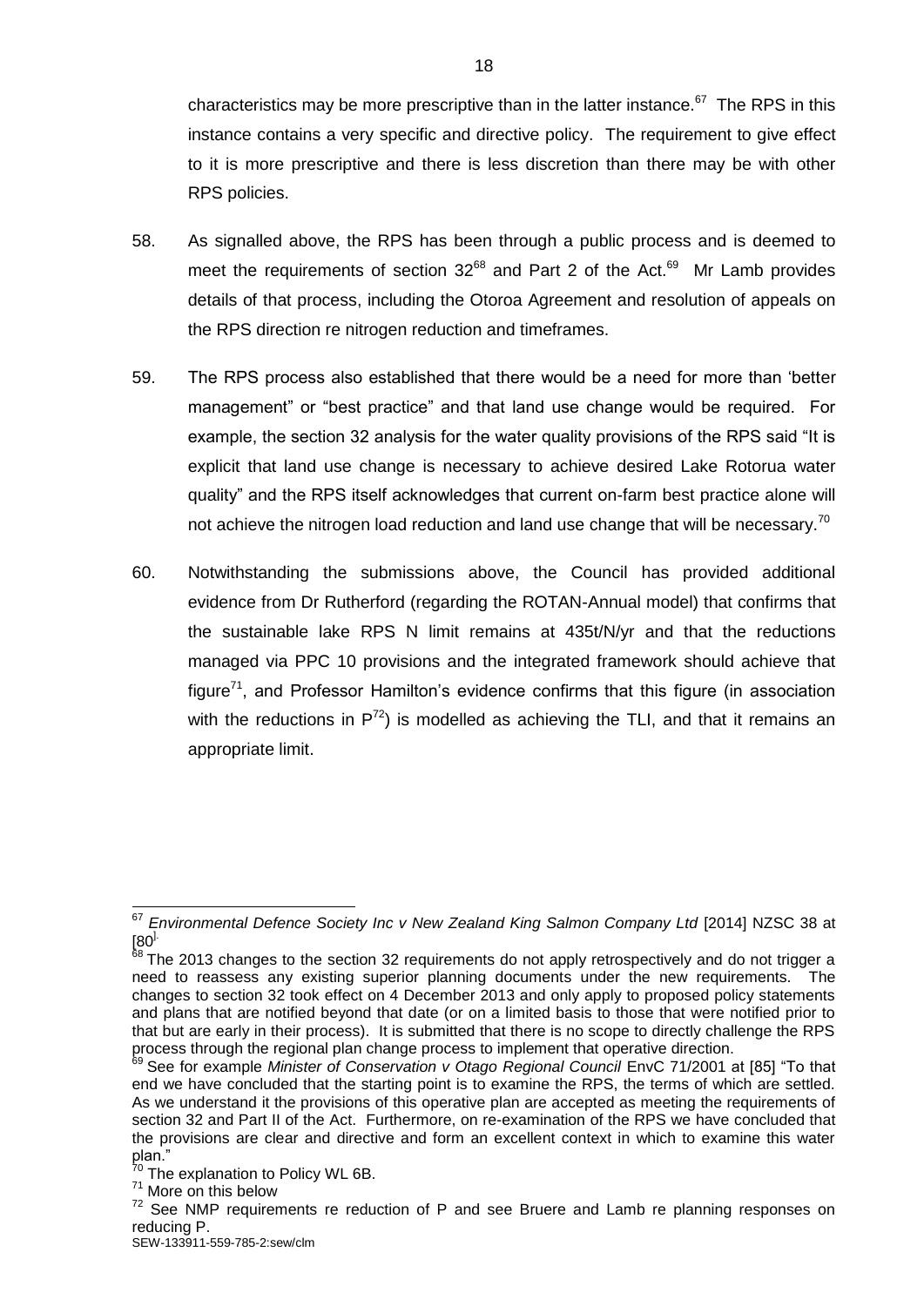characteristics may be more prescriptive than in the latter instance.[67] The RPS in this instance contains a very specific and directive policy. The requirement to give effect to it is more prescriptive and there is less discretion than there may be with other RPS policies.

58. As signalled above, the RPS has been through a public process and is deemed to meet the requirements of section 32[68] and Part 2 of the Act.[69] Mr Lamb provides details of that process, including the Otoroa Agreement and resolution of appeals on the RPS direction re nitrogen reduction and timeframes.

59. The RPS process also established that there would be a need for more than 'better management" or "best practice" and that land use change would be required. For example, the section 32 analysis for the water quality provisions of the RPS said "It is explicit that land use change is necessary to achieve desired Lake Rotorua water quality" and the RPS itself acknowledges that current on-farm best practice alone will not achieve the nitrogen load reduction and land use change that will be necessary.[70]

60. Notwithstanding the submissions above, the Council has provided additional evidence from Dr Rutherford (regarding the ROTAN-Annual model) that confirms that the sustainable lake RPS N limit remains at 435t/N/yr and that the reductions managed via PPC 10 provisions and the integrated framework should achieve that figure[71], and Professor Hamilton's evidence confirms that this figure (in association with the reductions in P[72]) is modelled as achieving the TLI, and that it remains an appropriate limit.

---

[67] *Environmental Defence Society Inc v New Zealand King Salmon Company Ltd* [2014] NZSC 38 at [80].

[68] The 2013 changes to the section 32 requirements do not apply retrospectively and do not trigger a need to reassess any existing superior planning documents under the new requirements. The changes to section 32 took effect on 4 December 2013 and only apply to proposed policy statements and plans that are notified beyond that date (or on a limited basis to those that were notified prior to that but are early in their process). It is submitted that there is no scope to directly challenge the RPS process through the regional plan change process to implement that operative direction.

[69] See for example *Minister of Conservation v Otago Regional Council* EnvC 71/2001 at [85] "To that end we have concluded that the starting point is to examine the RPS, the terms of which are settled. As we understand it the provisions of this operative plan are accepted as meeting the requirements of section 32 and Part II of the Act. Furthermore, on re-examination of the RPS we have concluded that the provisions are clear and directive and form an excellent context in which to examine this water plan."

[70] The explanation to Policy WL 6B.

[71] More on this below

[72] See NMP requirements re reduction of P and see Bruere and Lamb re planning responses on reducing P.

SEW-133911-559-785-2:sew/clm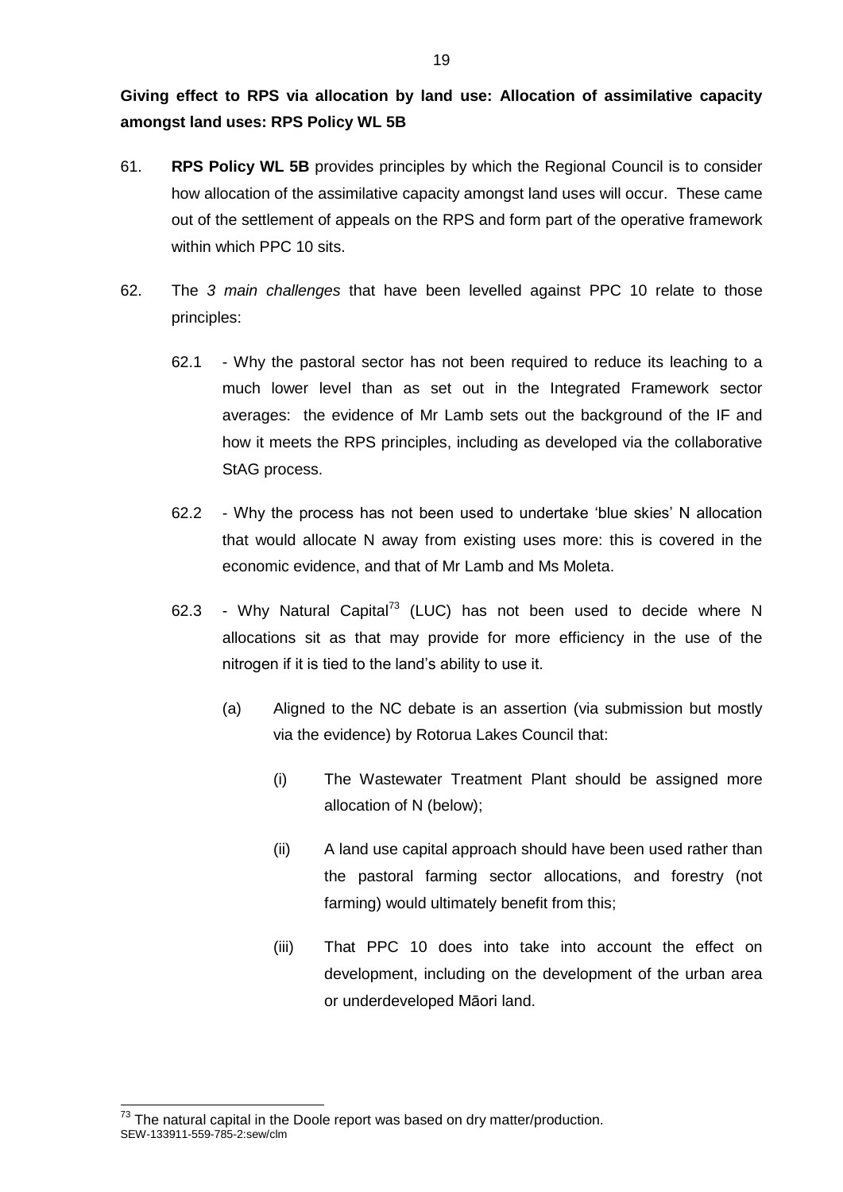**Giving effect to RPS via allocation by land use: Allocation of assimilative capacity amongst land uses: RPS Policy WL 5B**

61. **RPS Policy WL 5B** provides principles by which the Regional Council is to consider how allocation of the assimilative capacity amongst land uses will occur. These came out of the settlement of appeals on the RPS and form part of the operative framework within which PPC 10 sits.

62. The *3 main challenges* that have been levelled against PPC 10 relate to those principles:

    62.1 - Why the pastoral sector has not been required to reduce its leaching to a much lower level than as set out in the Integrated Framework sector averages: the evidence of Mr Lamb sets out the background of the IF and how it meets the RPS principles, including as developed via the collaborative StAG process.

    62.2 - Why the process has not been used to undertake 'blue skies' N allocation that would allocate N away from existing uses more: this is covered in the economic evidence, and that of Mr Lamb and Ms Moleta.

    62.3 - Why Natural Capital[73] (LUC) has not been used to decide where N allocations sit as that may provide for more efficiency in the use of the nitrogen if it is tied to the land's ability to use it.

    (a) Aligned to the NC debate is an assertion (via submission but mostly via the evidence) by Rotorua Lakes Council that:

        (i) The Wastewater Treatment Plant should be assigned more allocation of N (below);

        (ii) A land use capital approach should have been used rather than the pastoral farming sector allocations, and forestry (not farming) would ultimately benefit from this;

        (iii) That PPC 10 does into take into account the effect on development, including on the development of the urban area or underdeveloped Māori land.

---

[73] The natural capital in the Doole report was based on dry matter/production.

SEW-133911-559-785-2:sew/clm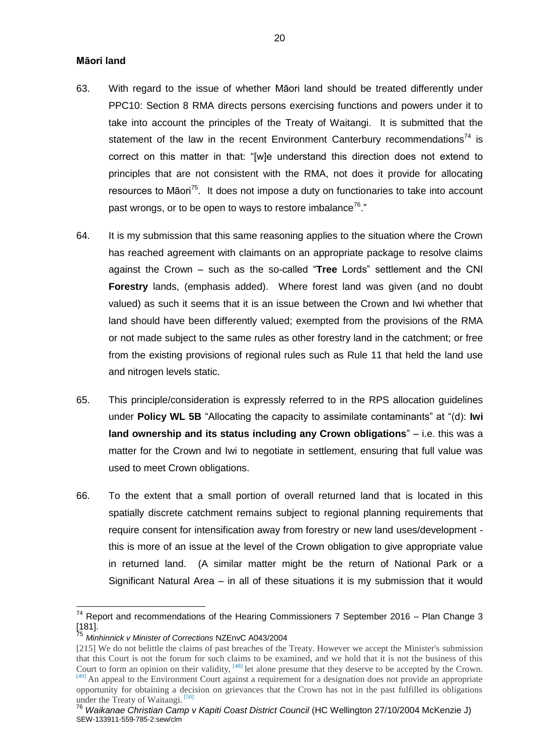**Māori land**

63. With regard to the issue of whether Māori land should be treated differently under PPC10: Section 8 RMA directs persons exercising functions and powers under it to take into account the principles of the Treaty of Waitangi. It is submitted that the statement of the law in the recent Environment Canterbury recommendations[74] is correct on this matter in that: "[w]e understand this direction does not extend to principles that are not consistent with the RMA, not does it provide for allocating resources to Māori[75]. It does not impose a duty on functionaries to take into account past wrongs, or to be open to ways to restore imbalance[76]."

64. It is my submission that this same reasoning applies to the situation where the Crown has reached agreement with claimants on an appropriate package to resolve claims against the Crown – such as the so-called "**Tree** Lords" settlement and the CNI **Forestry** lands, (emphasis added). Where forest land was given (and no doubt valued) as such it seems that it is an issue between the Crown and Iwi whether that land should have been differently valued; exempted from the provisions of the RMA or not made subject to the same rules as other forestry land in the catchment; or free from the existing provisions of regional rules such as Rule 11 that held the land use and nitrogen levels static.

65. This principle/consideration is expressly referred to in the RPS allocation guidelines under **Policy WL 5B** "Allocating the capacity to assimilate contaminants" at "(d): **Iwi land ownership and its status including any Crown obligations**" – i.e. this was a matter for the Crown and Iwi to negotiate in settlement, ensuring that full value was used to meet Crown obligations.

66. To the extent that a small portion of overall returned land that is located in this spatially discrete catchment remains subject to regional planning requirements that require consent for intensification away from forestry or new land uses/development - this is more of an issue at the level of the Crown obligation to give appropriate value in returned land. (A similar matter might be the return of National Park or a Significant Natural Area – in all of these situations it is my submission that it would

---

[74] Report and recommendations of the Hearing Commissioners 7 September 2016 – Plan Change 3 [181].

[75] *Minhinnick v Minister of Corrections* NZEnvC A043/2004

[215] We do not belittle the claims of past breaches of the Treaty. However we accept the Minister's submission that this Court is not the forum for such claims to be examined, and we hold that it is not the business of this Court to form an opinion on their validity, [48] let alone presume that they deserve to be accepted by the Crown. [49] An appeal to the Environment Court against a requirement for a designation does not provide an appropriate opportunity for obtaining a decision on grievances that the Crown has not in the past fulfilled its obligations under the Treaty of Waitangi. [50]

[76] *Waikanae Christian Camp v Kapiti Coast District Council* (HC Wellington 27/10/2004 McKenzie J)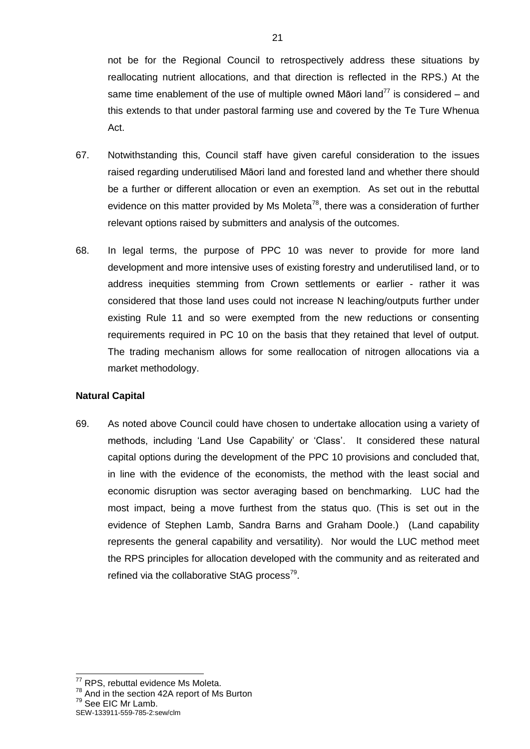not be for the Regional Council to retrospectively address these situations by reallocating nutrient allocations, and that direction is reflected in the RPS.) At the same time enablement of the use of multiple owned Māori land[77] is considered – and this extends to that under pastoral farming use and covered by the Te Ture Whenua Act.

67. Notwithstanding this, Council staff have given careful consideration to the issues raised regarding underutilised Māori land and forested land and whether there should be a further or different allocation or even an exemption. As set out in the rebuttal evidence on this matter provided by Ms Moleta[78], there was a consideration of further relevant options raised by submitters and analysis of the outcomes.

68. In legal terms, the purpose of PPC 10 was never to provide for more land development and more intensive uses of existing forestry and underutilised land, or to address inequities stemming from Crown settlements or earlier - rather it was considered that those land uses could not increase N leaching/outputs further under existing Rule 11 and so were exempted from the new reductions or consenting requirements required in PC 10 on the basis that they retained that level of output. The trading mechanism allows for some reallocation of nitrogen allocations via a market methodology.

**Natural Capital**

69. As noted above Council could have chosen to undertake allocation using a variety of methods, including 'Land Use Capability' or 'Class'. It considered these natural capital options during the development of the PPC 10 provisions and concluded that, in line with the evidence of the economists, the method with the least social and economic disruption was sector averaging based on benchmarking. LUC had the most impact, being a move furthest from the status quo. (This is set out in the evidence of Stephen Lamb, Sandra Barns and Graham Doole.) (Land capability represents the general capability and versatility). Nor would the LUC method meet the RPS principles for allocation developed with the community and as reiterated and refined via the collaborative StAG process[79].

---

[77] RPS, rebuttal evidence Ms Moleta.
[78] And in the section 42A report of Ms Burton
[79] See EIC Mr Lamb.

SEW-133911-559-785-2:sew/clm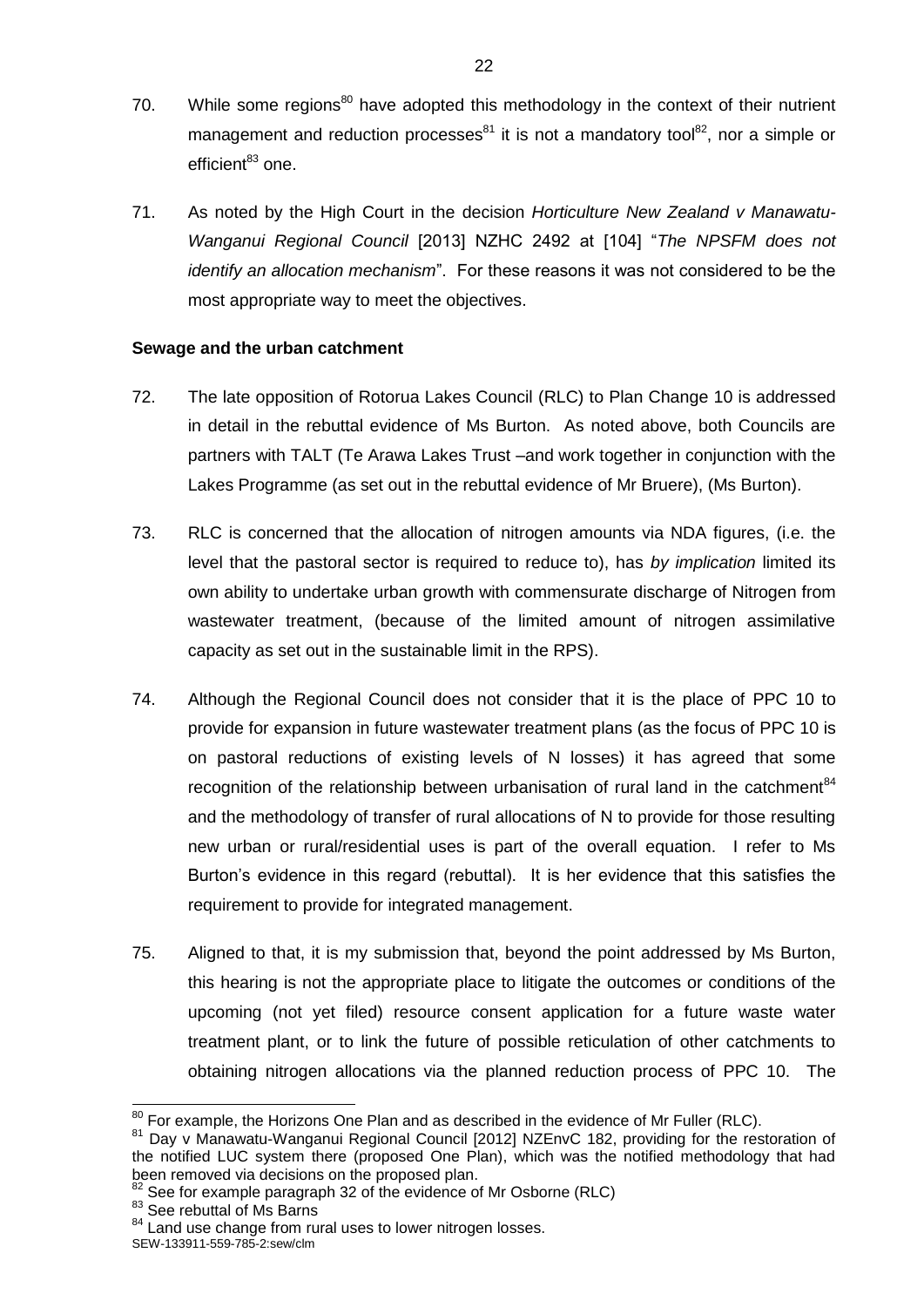70. While some regions[80] have adopted this methodology in the context of their nutrient management and reduction processes[81] it is not a mandatory tool[82], nor a simple or efficient[83] one.

71. As noted by the High Court in the decision *Horticulture New Zealand v Manawatu-Wanganui Regional Council* [2013] NZHC 2492 at [104] "*The NPSFM does not identify an allocation mechanism*". For these reasons it was not considered to be the most appropriate way to meet the objectives.

**Sewage and the urban catchment**

72. The late opposition of Rotorua Lakes Council (RLC) to Plan Change 10 is addressed in detail in the rebuttal evidence of Ms Burton. As noted above, both Councils are partners with TALT (Te Arawa Lakes Trust –and work together in conjunction with the Lakes Programme (as set out in the rebuttal evidence of Mr Bruere), (Ms Burton).

73. RLC is concerned that the allocation of nitrogen amounts via NDA figures, (i.e. the level that the pastoral sector is required to reduce to), has *by implication* limited its own ability to undertake urban growth with commensurate discharge of Nitrogen from wastewater treatment, (because of the limited amount of nitrogen assimilative capacity as set out in the sustainable limit in the RPS).

74. Although the Regional Council does not consider that it is the place of PPC 10 to provide for expansion in future wastewater treatment plans (as the focus of PPC 10 is on pastoral reductions of existing levels of N losses) it has agreed that some recognition of the relationship between urbanisation of rural land in the catchment[84] and the methodology of transfer of rural allocations of N to provide for those resulting new urban or rural/residential uses is part of the overall equation. I refer to Ms Burton's evidence in this regard (rebuttal). It is her evidence that this satisfies the requirement to provide for integrated management.

75. Aligned to that, it is my submission that, beyond the point addressed by Ms Burton, this hearing is not the appropriate place to litigate the outcomes or conditions of the upcoming (not yet filed) resource consent application for a future waste water treatment plant, or to link the future of possible reticulation of other catchments to obtaining nitrogen allocations via the planned reduction process of PPC 10. The

---

[80] For example, the Horizons One Plan and as described in the evidence of Mr Fuller (RLC).

[81] Day v Manawatu-Wanganui Regional Council [2012] NZEnvC 182, providing for the restoration of the notified LUC system there (proposed One Plan), which was the notified methodology that had been removed via decisions on the proposed plan.

[82] See for example paragraph 32 of the evidence of Mr Osborne (RLC)

[83] See rebuttal of Ms Barns

[84] Land use change from rural uses to lower nitrogen losses.

SEW-133911-559-785-2:sew/clm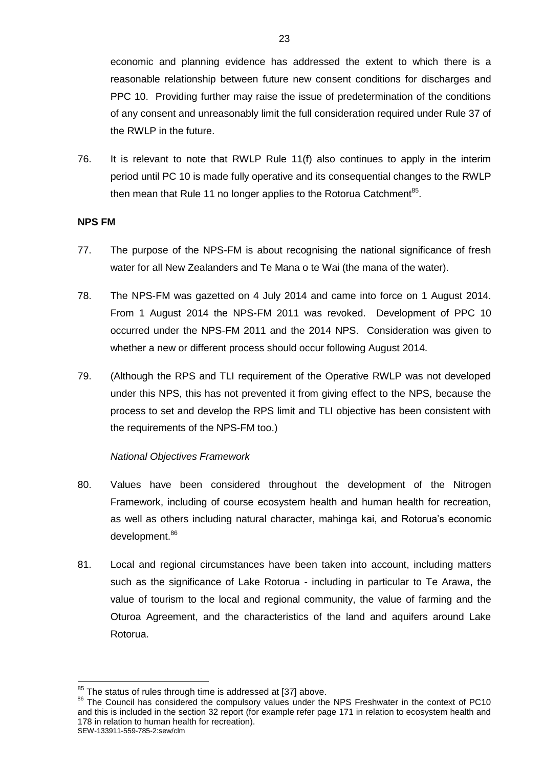economic and planning evidence has addressed the extent to which there is a reasonable relationship between future new consent conditions for discharges and PPC 10. Providing further may raise the issue of predetermination of the conditions of any consent and unreasonably limit the full consideration required under Rule 37 of the RWLP in the future.

76. It is relevant to note that RWLP Rule 11(f) also continues to apply in the interim period until PC 10 is made fully operative and its consequential changes to the RWLP then mean that Rule 11 no longer applies to the Rotorua Catchment[85].

**NPS FM**

77. The purpose of the NPS-FM is about recognising the national significance of fresh water for all New Zealanders and Te Mana o te Wai (the mana of the water).

78. The NPS-FM was gazetted on 4 July 2014 and came into force on 1 August 2014. From 1 August 2014 the NPS-FM 2011 was revoked. Development of PPC 10 occurred under the NPS-FM 2011 and the 2014 NPS. Consideration was given to whether a new or different process should occur following August 2014.

79. (Although the RPS and TLI requirement of the Operative RWLP was not developed under this NPS, this has not prevented it from giving effect to the NPS, because the process to set and develop the RPS limit and TLI objective has been consistent with the requirements of the NPS-FM too.)

*National Objectives Framework*

80. Values have been considered throughout the development of the Nitrogen Framework, including of course ecosystem health and human health for recreation, as well as others including natural character, mahinga kai, and Rotorua's economic development.[86]

81. Local and regional circumstances have been taken into account, including matters such as the significance of Lake Rotorua - including in particular to Te Arawa, the value of tourism to the local and regional community, the value of farming and the Oturoa Agreement, and the characteristics of the land and aquifers around Lake Rotorua.

---

[85] The status of rules through time is addressed at [37] above.

[86] The Council has considered the compulsory values under the NPS Freshwater in the context of PC10 and this is included in the section 32 report (for example refer page 171 in relation to ecosystem health and 178 in relation to human health for recreation).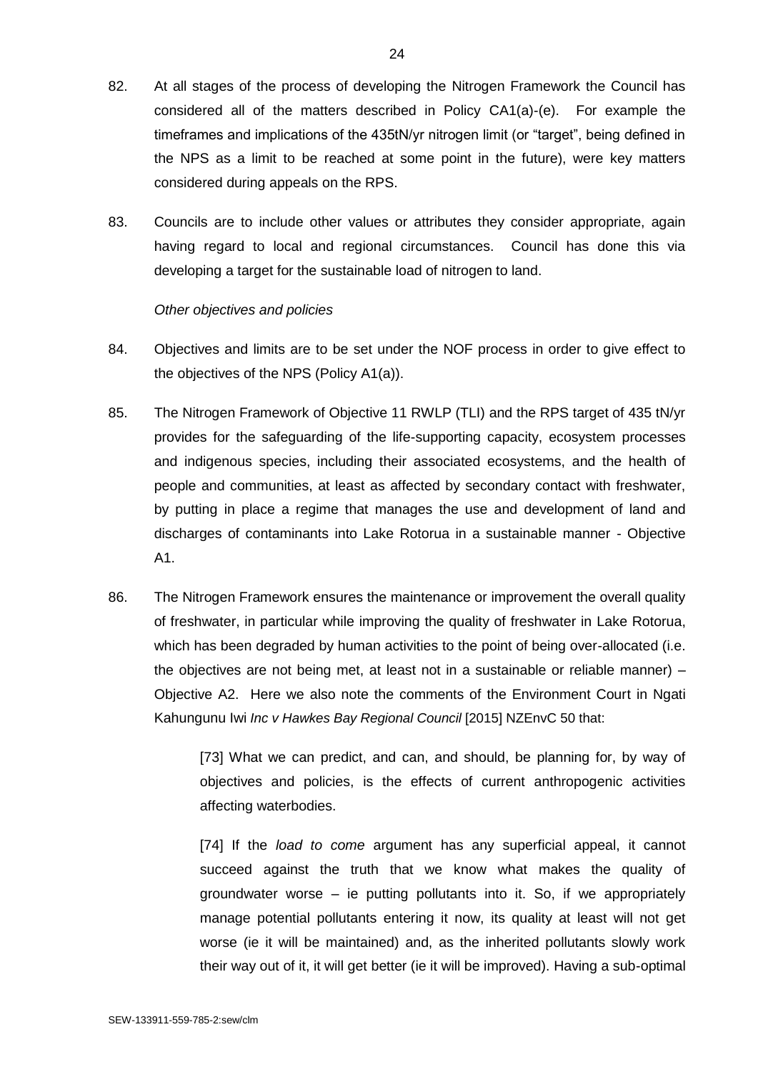82. At all stages of the process of developing the Nitrogen Framework the Council has considered all of the matters described in Policy CA1(a)-(e). For example the timeframes and implications of the 435tN/yr nitrogen limit (or "target", being defined in the NPS as a limit to be reached at some point in the future), were key matters considered during appeals on the RPS.

83. Councils are to include other values or attributes they consider appropriate, again having regard to local and regional circumstances. Council has done this via developing a target for the sustainable load of nitrogen to land.

*Other objectives and policies*

84. Objectives and limits are to be set under the NOF process in order to give effect to the objectives of the NPS (Policy A1(a)).

85. The Nitrogen Framework of Objective 11 RWLP (TLI) and the RPS target of 435 tN/yr provides for the safeguarding of the life-supporting capacity, ecosystem processes and indigenous species, including their associated ecosystems, and the health of people and communities, at least as affected by secondary contact with freshwater, by putting in place a regime that manages the use and development of land and discharges of contaminants into Lake Rotorua in a sustainable manner - Objective A1.

86. The Nitrogen Framework ensures the maintenance or improvement the overall quality of freshwater, in particular while improving the quality of freshwater in Lake Rotorua, which has been degraded by human activities to the point of being over-allocated (i.e. the objectives are not being met, at least not in a sustainable or reliable manner) – Objective A2. Here we also note the comments of the Environment Court in Ngati Kahungunu Iwi *Inc v Hawkes Bay Regional Council* [2015] NZEnvC 50 that:

   > [73] What we can predict, and can, and should, be planning for, by way of objectives and policies, is the effects of current anthropogenic activities affecting waterbodies.
   >
   > [74] If the *load to come* argument has any superficial appeal, it cannot succeed against the truth that we know what makes the quality of groundwater worse – ie putting pollutants into it. So, if we appropriately manage potential pollutants entering it now, its quality at least will not get worse (ie it will be maintained) and, as the inherited pollutants slowly work their way out of it, it will get better (ie it will be improved). Having a sub-optimal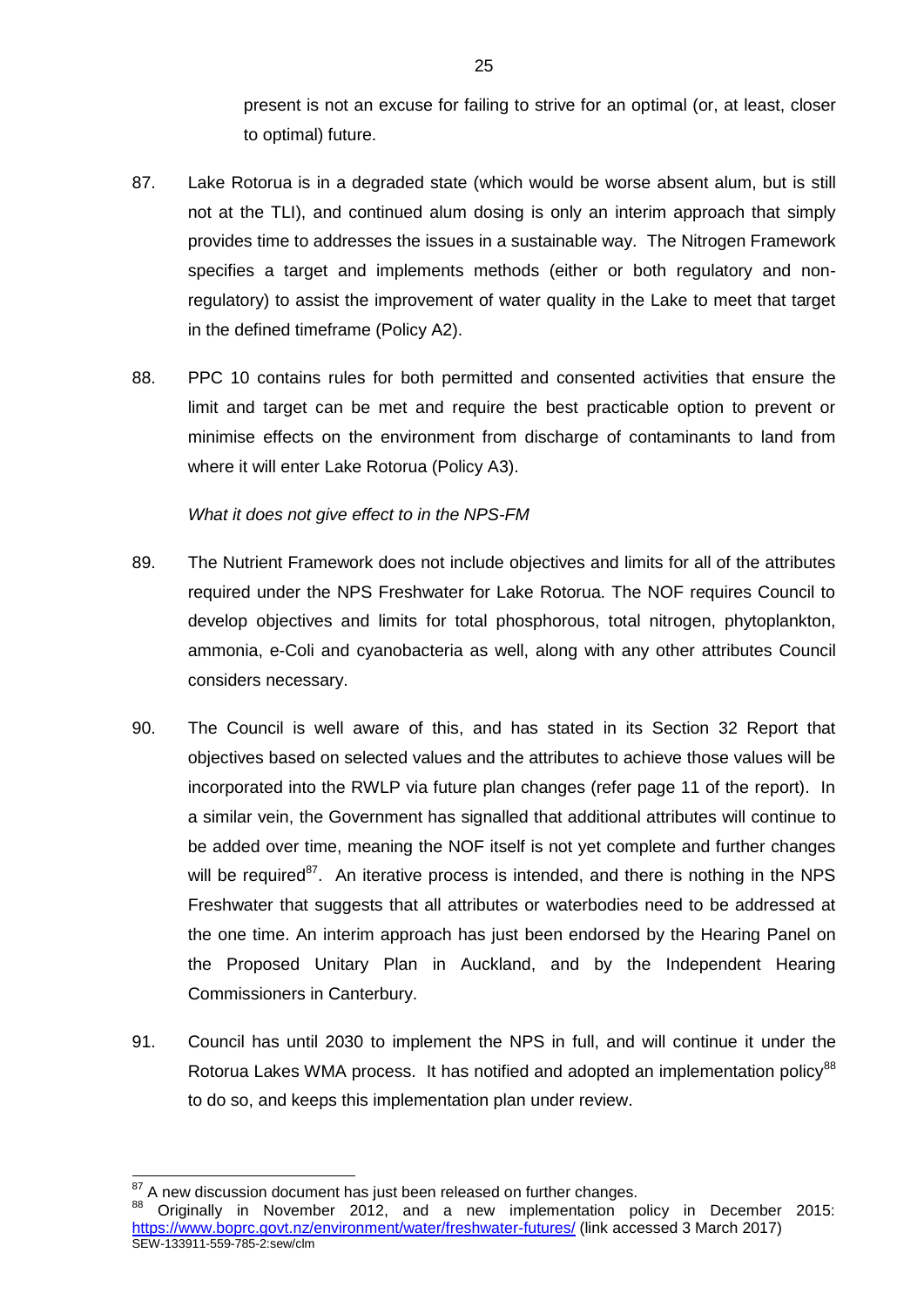present is not an excuse for failing to strive for an optimal (or, at least, closer to optimal) future.

87. Lake Rotorua is in a degraded state (which would be worse absent alum, but is still not at the TLI), and continued alum dosing is only an interim approach that simply provides time to addresses the issues in a sustainable way. The Nitrogen Framework specifies a target and implements methods (either or both regulatory and non-regulatory) to assist the improvement of water quality in the Lake to meet that target in the defined timeframe (Policy A2).

88. PPC 10 contains rules for both permitted and consented activities that ensure the limit and target can be met and require the best practicable option to prevent or minimise effects on the environment from discharge of contaminants to land from where it will enter Lake Rotorua (Policy A3).

*What it does not give effect to in the NPS-FM*

89. The Nutrient Framework does not include objectives and limits for all of the attributes required under the NPS Freshwater for Lake Rotorua. The NOF requires Council to develop objectives and limits for total phosphorous, total nitrogen, phytoplankton, ammonia, e-Coli and cyanobacteria as well, along with any other attributes Council considers necessary.

90. The Council is well aware of this, and has stated in its Section 32 Report that objectives based on selected values and the attributes to achieve those values will be incorporated into the RWLP via future plan changes (refer page 11 of the report). In a similar vein, the Government has signalled that additional attributes will continue to be added over time, meaning the NOF itself is not yet complete and further changes will be required[87]. An iterative process is intended, and there is nothing in the NPS Freshwater that suggests that all attributes or waterbodies need to be addressed at the one time. An interim approach has just been endorsed by the Hearing Panel on the Proposed Unitary Plan in Auckland, and by the Independent Hearing Commissioners in Canterbury.

91. Council has until 2030 to implement the NPS in full, and will continue it under the Rotorua Lakes WMA process. It has notified and adopted an implementation policy[88] to do so, and keeps this implementation plan under review.

---

[87] A new discussion document has just been released on further changes.

[88] Originally in November 2012, and a new implementation policy in December 2015: https://www.boprc.govt.nz/environment/water/freshwater-futures/ (link accessed 3 March 2017)

SEW-133911-559-785-2:sew/clm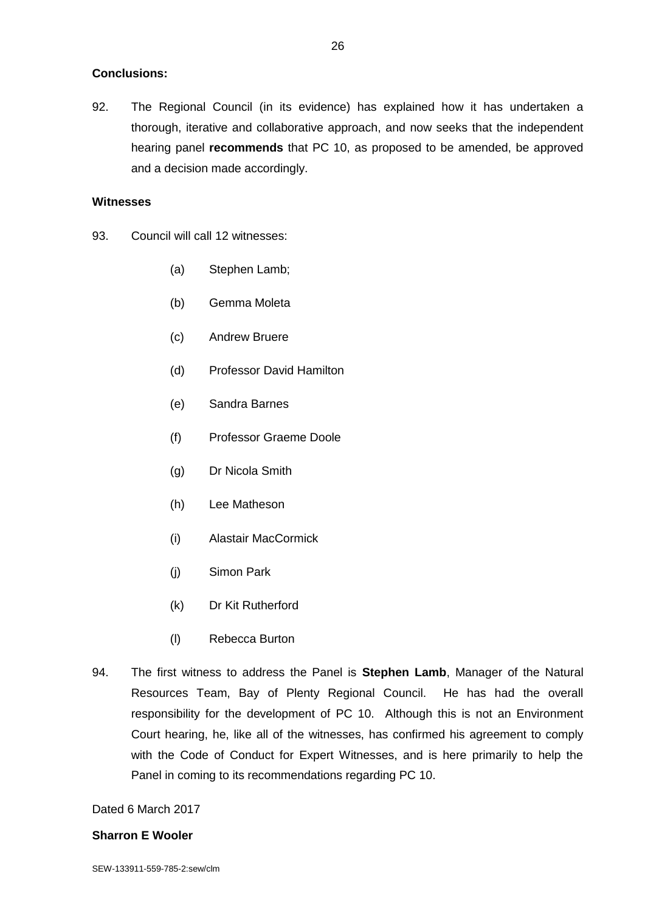**Conclusions:**

92. The Regional Council (in its evidence) has explained how it has undertaken a thorough, iterative and collaborative approach, and now seeks that the independent hearing panel **recommends** that PC 10, as proposed to be amended, be approved and a decision made accordingly.

**Witnesses**

93. Council will call 12 witnesses:

    (a) Stephen Lamb;

    (b) Gemma Moleta

    (c) Andrew Bruere

    (d) Professor David Hamilton

    (e) Sandra Barnes

    (f) Professor Graeme Doole

    (g) Dr Nicola Smith

    (h) Lee Matheson

    (i) Alastair MacCormick

    (j) Simon Park

    (k) Dr Kit Rutherford

    (l) Rebecca Burton

94. The first witness to address the Panel is **Stephen Lamb**, Manager of the Natural Resources Team, Bay of Plenty Regional Council. He has had the overall responsibility for the development of PC 10. Although this is not an Environment Court hearing, he, like all of the witnesses, has confirmed his agreement to comply with the Code of Conduct for Expert Witnesses, and is here primarily to help the Panel in coming to its recommendations regarding PC 10.

Dated 6 March 2017

**Sharron E Wooler**

SEW-133911-559-785-2:sew/clm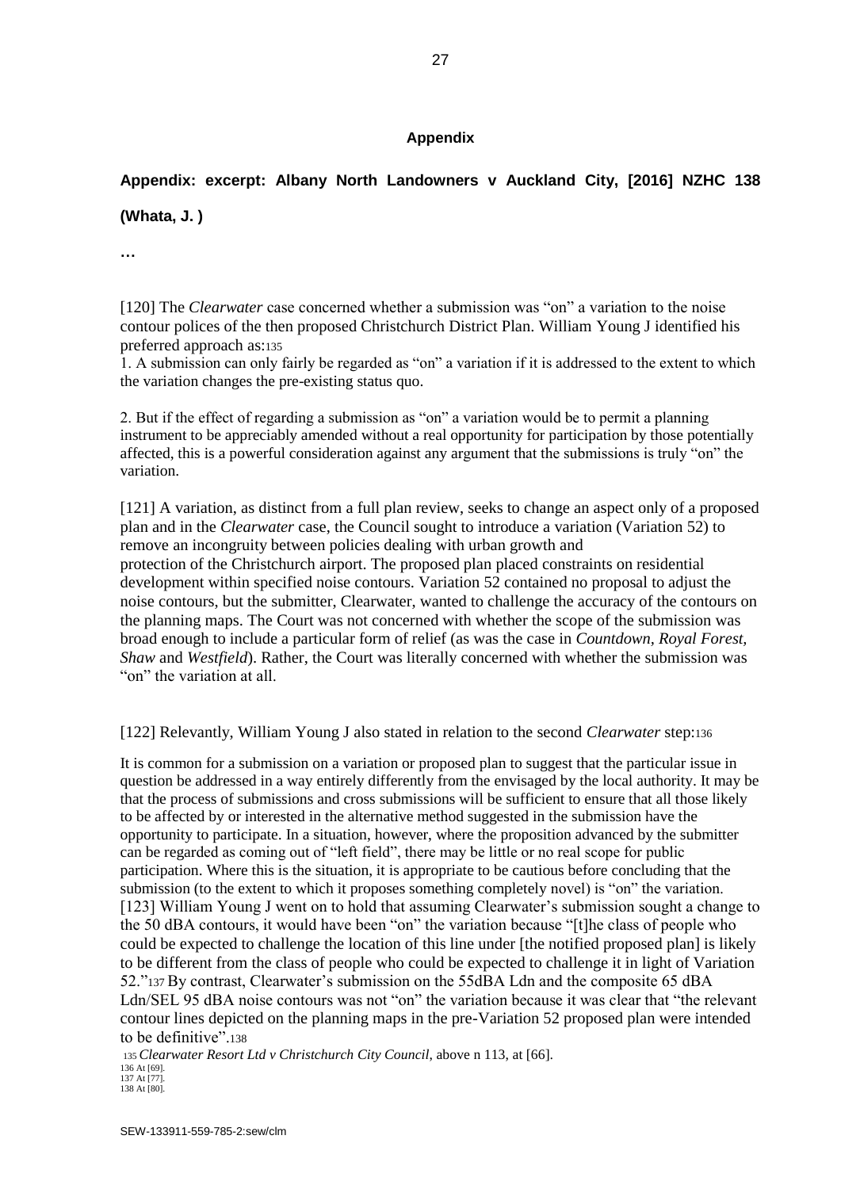**Appendix**

**Appendix: excerpt: Albany North Landowners v Auckland City, [2016] NZHC 138 (Whata, J. )**

**…**

[120] The *Clearwater* case concerned whether a submission was "on" a variation to the noise contour polices of the then proposed Christchurch District Plan. William Young J identified his preferred approach as:[135]

1. A submission can only fairly be regarded as "on" a variation if it is addressed to the extent to which the variation changes the pre-existing status quo.

2. But if the effect of regarding a submission as "on" a variation would be to permit a planning instrument to be appreciably amended without a real opportunity for participation by those potentially affected, this is a powerful consideration against any argument that the submissions is truly "on" the variation.

[121] A variation, as distinct from a full plan review, seeks to change an aspect only of a proposed plan and in the *Clearwater* case, the Council sought to introduce a variation (Variation 52) to remove an incongruity between policies dealing with urban growth and protection of the Christchurch airport. The proposed plan placed constraints on residential development within specified noise contours. Variation 52 contained no proposal to adjust the noise contours, but the submitter, Clearwater, wanted to challenge the accuracy of the contours on the planning maps. The Court was not concerned with whether the scope of the submission was broad enough to include a particular form of relief (as was the case in *Countdown, Royal Forest, Shaw* and *Westfield*). Rather, the Court was literally concerned with whether the submission was "on" the variation at all.

[122] Relevantly, William Young J also stated in relation to the second *Clearwater* step:[136]

It is common for a submission on a variation or proposed plan to suggest that the particular issue in question be addressed in a way entirely differently from the envisaged by the local authority. It may be that the process of submissions and cross submissions will be sufficient to ensure that all those likely to be affected by or interested in the alternative method suggested in the submission have the opportunity to participate. In a situation, however, where the proposition advanced by the submitter can be regarded as coming out of "left field", there may be little or no real scope for public participation. Where this is the situation, it is appropriate to be cautious before concluding that the submission (to the extent to which it proposes something completely novel) is "on" the variation.

[123] William Young J went on to hold that assuming Clearwater's submission sought a change to the 50 dBA contours, it would have been "on" the variation because "[t]he class of people who could be expected to challenge the location of this line under [the notified proposed plan] is likely to be different from the class of people who could be expected to challenge it in light of Variation 52."[137] By contrast, Clearwater's submission on the 55dBA Ldn and the composite 65 dBA Ldn/SEL 95 dBA noise contours was not "on" the variation because it was clear that "the relevant contour lines depicted on the planning maps in the pre-Variation 52 proposed plan were intended to be definitive".[138]

[135] *Clearwater Resort Ltd v Christchurch City Council*, above n 113, at [66].
[136] At [69].
[137] At [77].
[138] At [80].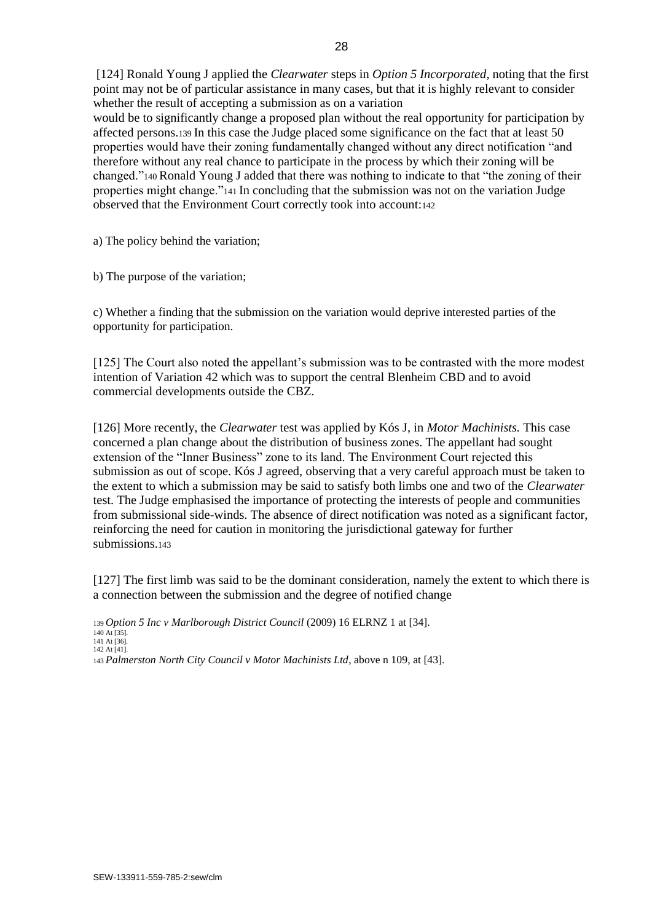[124] Ronald Young J applied the *Clearwater* steps in *Option 5 Incorporated*, noting that the first point may not be of particular assistance in many cases, but that it is highly relevant to consider whether the result of accepting a submission as on a variation would be to significantly change a proposed plan without the real opportunity for participation by affected persons.[139] In this case the Judge placed some significance on the fact that at least 50 properties would have their zoning fundamentally changed without any direct notification "and therefore without any real chance to participate in the process by which their zoning will be changed."[140] Ronald Young J added that there was nothing to indicate to that "the zoning of their properties might change."[141] In concluding that the submission was not on the variation Judge observed that the Environment Court correctly took into account:[142]

a) The policy behind the variation;

b) The purpose of the variation;

c) Whether a finding that the submission on the variation would deprive interested parties of the opportunity for participation.

[125] The Court also noted the appellant's submission was to be contrasted with the more modest intention of Variation 42 which was to support the central Blenheim CBD and to avoid commercial developments outside the CBZ.

[126] More recently, the *Clearwater* test was applied by Kós J, in *Motor Machinists.* This case concerned a plan change about the distribution of business zones. The appellant had sought extension of the "Inner Business" zone to its land. The Environment Court rejected this submission as out of scope. Kós J agreed, observing that a very careful approach must be taken to the extent to which a submission may be said to satisfy both limbs one and two of the *Clearwater* test. The Judge emphasised the importance of protecting the interests of people and communities from submissional side-winds. The absence of direct notification was noted as a significant factor, reinforcing the need for caution in monitoring the jurisdictional gateway for further submissions.[143]

[127] The first limb was said to be the dominant consideration, namely the extent to which there is a connection between the submission and the degree of notified change

[139] *Option 5 Inc v Marlborough District Council* (2009) 16 ELRNZ 1 at [34].
[140] At [35].
[141] At [36].
[142] At [41].
[143] *Palmerston North City Council v Motor Machinists Ltd*, above n 109, at [43].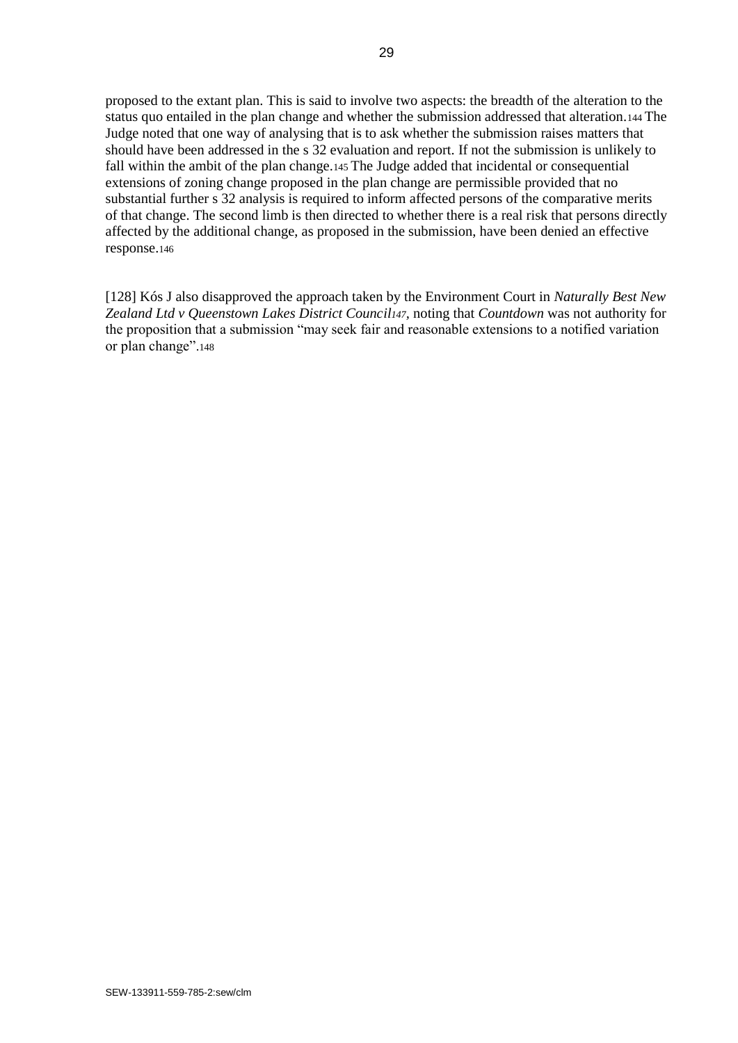proposed to the extant plan. This is said to involve two aspects: the breadth of the alteration to the status quo entailed in the plan change and whether the submission addressed that alteration.[144] The Judge noted that one way of analysing that is to ask whether the submission raises matters that should have been addressed in the s 32 evaluation and report. If not the submission is unlikely to fall within the ambit of the plan change.[145] The Judge added that incidental or consequential extensions of zoning change proposed in the plan change are permissible provided that no substantial further s 32 analysis is required to inform affected persons of the comparative merits of that change. The second limb is then directed to whether there is a real risk that persons directly affected by the additional change, as proposed in the submission, have been denied an effective response.[146]

[128] Kós J also disapproved the approach taken by the Environment Court in *Naturally Best New Zealand Ltd v Queenstown Lakes District Council*[147], noting that *Countdown* was not authority for the proposition that a submission "may seek fair and reasonable extensions to a notified variation or plan change".[148]

SEW-133911-559-785-2:sew/clm